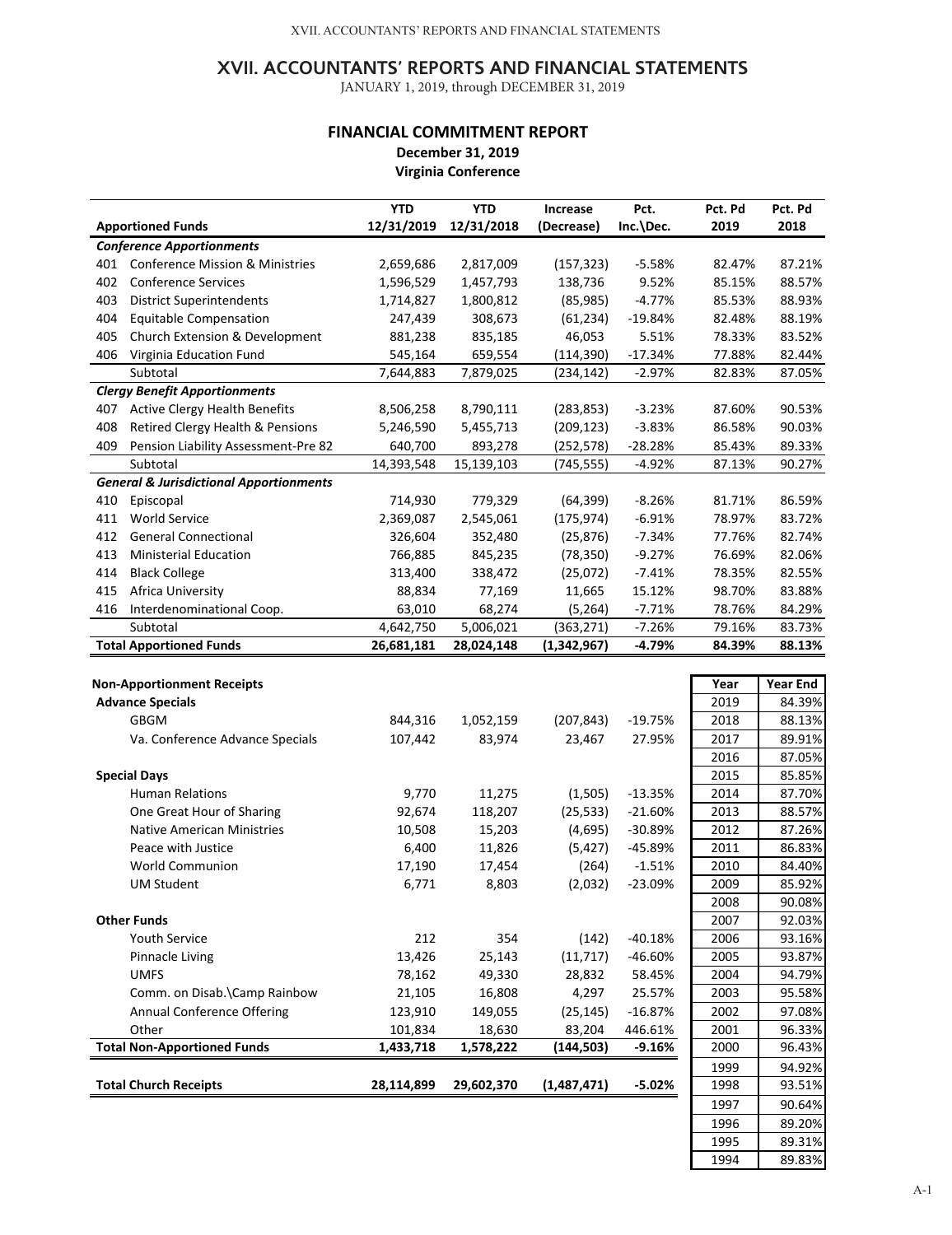# XVII. ACCOUNTANTS' REPORTS AND FINANCIAL STATEMENTS

JANUARY 1, 2019, through DECEMBER 31, 2019

## FINANCIAL COMMITMENT REPORT

**December 31, 2019**

**Virginia Conference**

| | **Apportioned Funds** | **YTD 12/31/2019** | **YTD 12/31/2018** | **Increase (Decrease)** | **Pct. Inc.\Dec.** | **Pct. Pd 2019** | **Pct. Pd 2018** |
|---|---|---|---|---|---|---|---|
| | ***Conference Apportionments*** | | | | | | |
| 401 | Conference Mission & Ministries | 2,659,686 | 2,817,009 | (157,323) | -5.58% | 82.47% | 87.21% |
| 402 | Conference Services | 1,596,529 | 1,457,793 | 138,736 | 9.52% | 85.15% | 88.57% |
| 403 | District Superintendents | 1,714,827 | 1,800,812 | (85,985) | -4.77% | 85.53% | 88.93% |
| 404 | Equitable Compensation | 247,439 | 308,673 | (61,234) | -19.84% | 82.48% | 88.19% |
| 405 | Church Extension & Development | 881,238 | 835,185 | 46,053 | 5.51% | 78.33% | 83.52% |
| 406 | Virginia Education Fund | 545,164 | 659,554 | (114,390) | -17.34% | 77.88% | 82.44% |
| | Subtotal | 7,644,883 | 7,879,025 | (234,142) | -2.97% | 82.83% | 87.05% |
| | ***Clergy Benefit Apportionments*** | | | | | | |
| 407 | Active Clergy Health Benefits | 8,506,258 | 8,790,111 | (283,853) | -3.23% | 87.60% | 90.53% |
| 408 | Retired Clergy Health & Pensions | 5,246,590 | 5,455,713 | (209,123) | -3.83% | 86.58% | 90.03% |
| 409 | Pension Liability Assessment-Pre 82 | 640,700 | 893,278 | (252,578) | -28.28% | 85.43% | 89.33% |
| | Subtotal | 14,393,548 | 15,139,103 | (745,555) | -4.92% | 87.13% | 90.27% |
| | ***General & Jurisdictional Apportionments*** | | | | | | |
| 410 | Episcopal | 714,930 | 779,329 | (64,399) | -8.26% | 81.71% | 86.59% |
| 411 | World Service | 2,369,087 | 2,545,061 | (175,974) | -6.91% | 78.97% | 83.72% |
| 412 | General Connectional | 326,604 | 352,480 | (25,876) | -7.34% | 77.76% | 82.74% |
| 413 | Ministerial Education | 766,885 | 845,235 | (78,350) | -9.27% | 76.69% | 82.06% |
| 414 | Black College | 313,400 | 338,472 | (25,072) | -7.41% | 78.35% | 82.55% |
| 415 | Africa University | 88,834 | 77,169 | 11,665 | 15.12% | 98.70% | 83.88% |
| 416 | Interdenominational Coop. | 63,010 | 68,274 | (5,264) | -7.71% | 78.76% | 84.29% |
| | Subtotal | 4,642,750 | 5,006,021 | (363,271) | -7.26% | 79.16% | 83.73% |
| | **Total Apportioned Funds** | **26,681,181** | **28,024,148** | **(1,342,967)** | **-4.79%** | **84.39%** | **88.13%** |

| **Non-Apportionment Receipts** | | | | |
|---|---|---|---|---|
| **Advance Specials** | | | | |
| GBGM | 844,316 | 1,052,159 | (207,843) | -19.75% |
| Va. Conference Advance Specials | 107,442 | 83,974 | 23,467 | 27.95% |
| **Special Days** | | | | |
| Human Relations | 9,770 | 11,275 | (1,505) | -13.35% |
| One Great Hour of Sharing | 92,674 | 118,207 | (25,533) | -21.60% |
| Native American Ministries | 10,508 | 15,203 | (4,695) | -30.89% |
| Peace with Justice | 6,400 | 11,826 | (5,427) | -45.89% |
| World Communion | 17,190 | 17,454 | (264) | -1.51% |
| UM Student | 6,771 | 8,803 | (2,032) | -23.09% |
| **Other Funds** | | | | |
| Youth Service | 212 | 354 | (142) | -40.18% |
| Pinnacle Living | 13,426 | 25,143 | (11,717) | -46.60% |
| UMFS | 78,162 | 49,330 | 28,832 | 58.45% |
| Comm. on Disab.\Camp Rainbow | 21,105 | 16,808 | 4,297 | 25.57% |
| Annual Conference Offering | 123,910 | 149,055 | (25,145) | -16.87% |
| Other | 101,834 | 18,630 | 83,204 | 446.61% |
| **Total Non-Apportioned Funds** | **1,433,718** | **1,578,222** | **(144,503)** | **-9.16%** |
| **Total Church Receipts** | **28,114,899** | **29,602,370** | **(1,487,471)** | **-5.02%** |

| Year | Year End |
|---|---|
| 2019 | 84.39% |
| 2018 | 88.13% |
| 2017 | 89.91% |
| 2016 | 87.05% |
| 2015 | 85.85% |
| 2014 | 87.70% |
| 2013 | 88.57% |
| 2012 | 87.26% |
| 2011 | 86.83% |
| 2010 | 84.40% |
| 2009 | 85.92% |
| 2008 | 90.08% |
| 2007 | 92.03% |
| 2006 | 93.16% |
| 2005 | 93.87% |
| 2004 | 94.79% |
| 2003 | 95.58% |
| 2002 | 97.08% |
| 2001 | 96.33% |
| 2000 | 96.43% |
| 1999 | 94.92% |
| 1998 | 93.51% |
| 1997 | 90.64% |
| 1996 | 89.20% |
| 1995 | 89.31% |
| 1994 | 89.83% |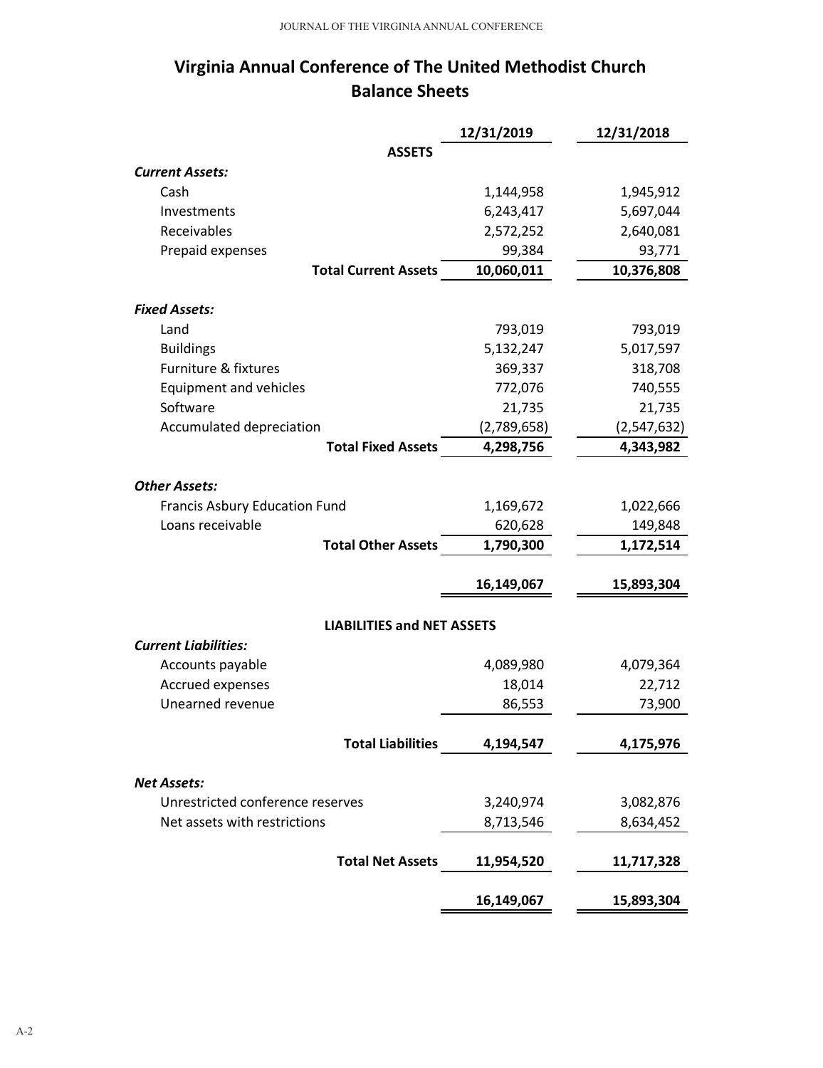# Virginia Annual Conference of The United Methodist Church
## Balance Sheets

| | 12/31/2019 | 12/31/2018 |
|---|---|---|
| **ASSETS** | | |
| ***Current Assets:*** | | |
| Cash | 1,144,958 | 1,945,912 |
| Investments | 6,243,417 | 5,697,044 |
| Receivables | 2,572,252 | 2,640,081 |
| Prepaid expenses | 99,384 | 93,771 |
| **Total Current Assets** | **10,060,011** | **10,376,808** |
| ***Fixed Assets:*** | | |
| Land | 793,019 | 793,019 |
| Buildings | 5,132,247 | 5,017,597 |
| Furniture & fixtures | 369,337 | 318,708 |
| Equipment and vehicles | 772,076 | 740,555 |
| Software | 21,735 | 21,735 |
| Accumulated depreciation | (2,789,658) | (2,547,632) |
| **Total Fixed Assets** | **4,298,756** | **4,343,982** |
| ***Other Assets:*** | | |
| Francis Asbury Education Fund | 1,169,672 | 1,022,666 |
| Loans receivable | 620,628 | 149,848 |
| **Total Other Assets** | **1,790,300** | **1,172,514** |
| | **16,149,067** | **15,893,304** |
| **LIABILITIES and NET ASSETS** | | |
| ***Current Liabilities:*** | | |
| Accounts payable | 4,089,980 | 4,079,364 |
| Accrued expenses | 18,014 | 22,712 |
| Unearned revenue | 86,553 | 73,900 |
| **Total Liabilities** | **4,194,547** | **4,175,976** |
| ***Net Assets:*** | | |
| Unrestricted conference reserves | 3,240,974 | 3,082,876 |
| Net assets with restrictions | 8,713,546 | 8,634,452 |
| **Total Net Assets** | **11,954,520** | **11,717,328** |
| | **16,149,067** | **15,893,304** |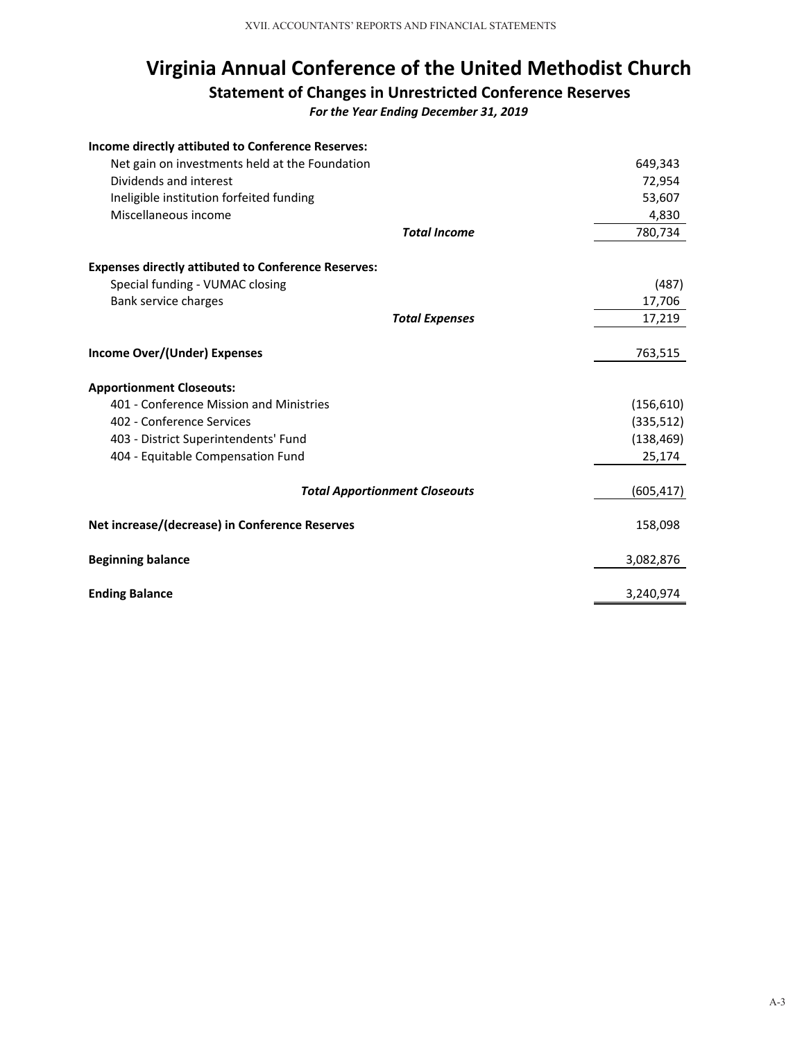# Virginia Annual Conference of the United Methodist Church

## Statement of Changes in Unrestricted Conference Reserves

*For the Year Ending December 31, 2019*

| | |
|---|---|
| **Income directly attibuted to Conference Reserves:** | |
| Net gain on investments held at the Foundation | 649,343 |
| Dividends and interest | 72,954 |
| Ineligible institution forfeited funding | 53,607 |
| Miscellaneous income | 4,830 |
| ***Total Income*** | 780,734 |
| **Expenses directly attibuted to Conference Reserves:** | |
| Special funding - VUMAC closing | (487) |
| Bank service charges | 17,706 |
| ***Total Expenses*** | 17,219 |
| **Income Over/(Under) Expenses** | 763,515 |
| **Apportionment Closeouts:** | |
| 401 - Conference Mission and Ministries | (156,610) |
| 402 - Conference Services | (335,512) |
| 403 - District Superintendents' Fund | (138,469) |
| 404 - Equitable Compensation Fund | 25,174 |
| ***Total Apportionment Closeouts*** | (605,417) |
| **Net increase/(decrease) in Conference Reserves** | 158,098 |
| **Beginning balance** | 3,082,876 |
| **Ending Balance** | 3,240,974 |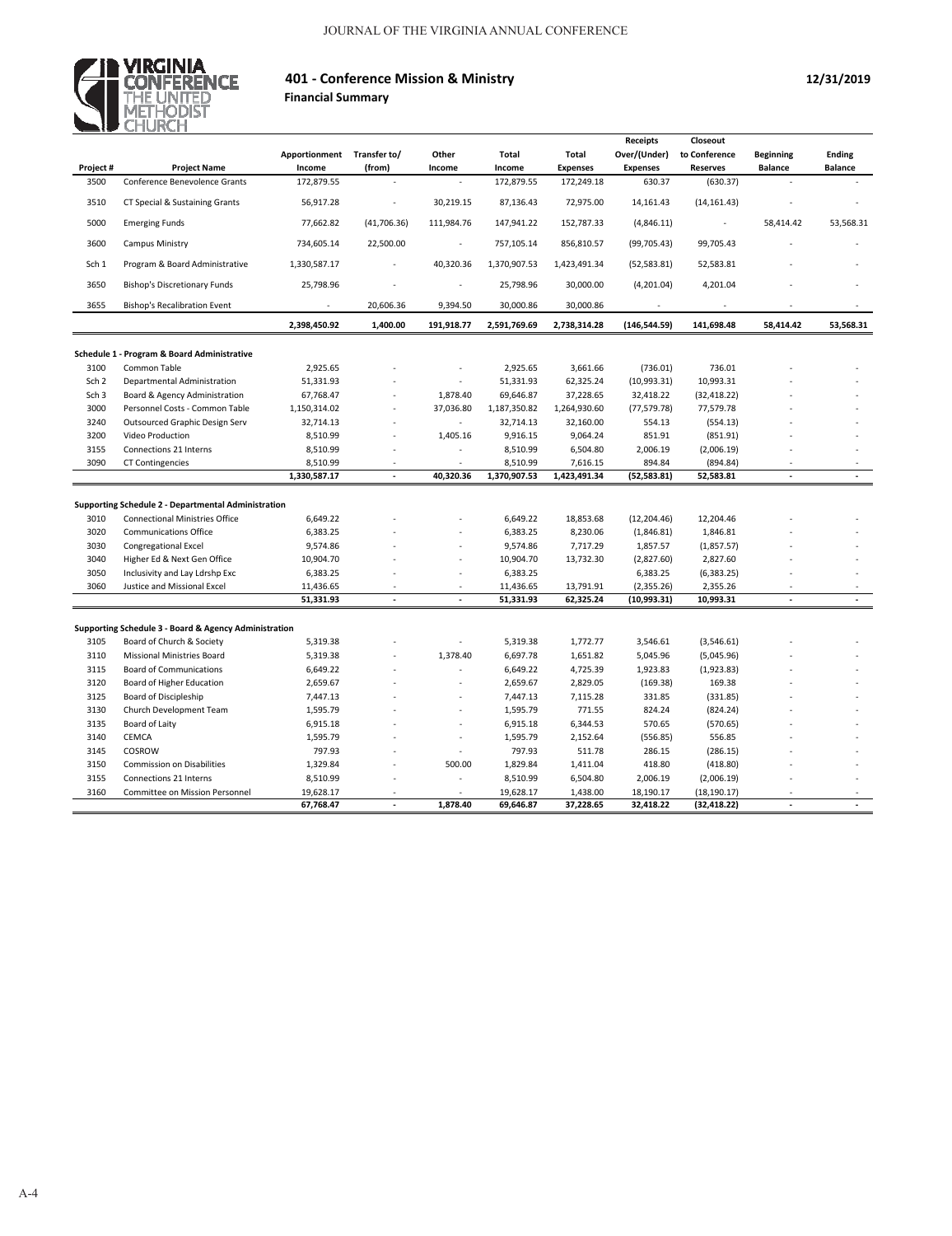# 401 - Conference Mission & Ministry

**Financial Summary**

12/31/2019

| Project # | Project Name | Apportionment Income | Transfer to/ (from) | Other Income | Total Income | Total Expenses | Receipts Over/(Under) Expenses | Closeout to Conference Reserves | Beginning Balance | Ending Balance |
|---|---|---|---|---|---|---|---|---|---|---|
| 3500 | Conference Benevolence Grants | 172,879.55 | - | - | 172,879.55 | 172,249.18 | 630.37 | (630.37) | - | - |
| 3510 | CT Special & Sustaining Grants | 56,917.28 | - | 30,219.15 | 87,136.43 | 72,975.00 | 14,161.43 | (14,161.43) | - | - |
| 5000 | Emerging Funds | 77,662.82 | (41,706.36) | 111,984.76 | 147,941.22 | 152,787.33 | (4,846.11) | - | 58,414.42 | 53,568.31 |
| 3600 | Campus Ministry | 734,605.14 | 22,500.00 | - | 757,105.14 | 856,810.57 | (99,705.43) | 99,705.43 | - | - |
| Sch 1 | Program & Board Administrative | 1,330,587.17 | - | 40,320.36 | 1,370,907.53 | 1,423,491.34 | (52,583.81) | 52,583.81 | - | - |
| 3650 | Bishop's Discretionary Funds | 25,798.96 | - | - | 25,798.96 | 30,000.00 | (4,201.04) | 4,201.04 | - | - |
| 3655 | Bishop's Recalibration Event | - | 20,606.36 | 9,394.50 | 30,000.86 | 30,000.86 | - | - | - | - |
| | | 2,398,450.92 | 1,400.00 | 191,918.77 | 2,591,769.69 | 2,738,314.28 | (146,544.59) | 141,698.48 | 58,414.42 | 53,568.31 |

**Schedule 1 - Program & Board Administrative**

| Project # | Project Name | Apportionment Income | Transfer to/ (from) | Other Income | Total Income | Total Expenses | Receipts Over/(Under) Expenses | Closeout to Conference Reserves | Beginning Balance | Ending Balance |
|---|---|---|---|---|---|---|---|---|---|---|
| 3100 | Common Table | 2,925.65 | - | - | 2,925.65 | 3,661.66 | (736.01) | 736.01 | - | - |
| Sch 2 | Departmental Administration | 51,331.93 | - | - | 51,331.93 | 62,325.24 | (10,993.31) | 10,993.31 | - | - |
| Sch 3 | Board & Agency Administration | 67,768.47 | - | 1,878.40 | 69,646.87 | 37,228.65 | 32,418.22 | (32,418.22) | - | - |
| 3000 | Personnel Costs - Common Table | 1,150,314.02 | - | 37,036.80 | 1,187,350.82 | 1,264,930.60 | (77,579.78) | 77,579.78 | - | - |
| 3240 | Outsourced Graphic Design Serv | 32,714.13 | - | - | 32,714.13 | 32,160.00 | 554.13 | (554.13) | - | - |
| 3200 | Video Production | 8,510.99 | - | 1,405.16 | 9,916.15 | 9,064.24 | 851.91 | (851.91) | - | - |
| 3155 | Connections 21 Interns | 8,510.99 | - | - | 8,510.99 | 6,504.80 | 2,006.19 | (2,006.19) | - | - |
| 3090 | CT Contingencies | 8,510.99 | - | - | 8,510.99 | 7,616.15 | 894.84 | (894.84) | - | - |
| | | 1,330,587.17 | - | 40,320.36 | 1,370,907.53 | 1,423,491.34 | (52,583.81) | 52,583.81 | - | - |

**Supporting Schedule 2 - Departmental Administration**

| Project # | Project Name | Apportionment Income | Transfer to/ (from) | Other Income | Total Income | Total Expenses | Receipts Over/(Under) Expenses | Closeout to Conference Reserves | Beginning Balance | Ending Balance |
|---|---|---|---|---|---|---|---|---|---|---|
| 3010 | Connectional Ministries Office | 6,649.22 | - | - | 6,649.22 | 18,853.68 | (12,204.46) | 12,204.46 | - | - |
| 3020 | Communications Office | 6,383.25 | - | - | 6,383.25 | 8,230.06 | (1,846.81) | 1,846.81 | - | - |
| 3030 | Congregational Excel | 9,574.86 | - | - | 9,574.86 | 7,717.29 | 1,857.57 | (1,857.57) | - | - |
| 3040 | Higher Ed & Next Gen Office | 10,904.70 | - | - | 10,904.70 | 13,732.30 | (2,827.60) | 2,827.60 | - | - |
| 3050 | Inclusivity and Lay Ldrshp Exc | 6,383.25 | - | - | 6,383.25 | | 6,383.25 | (6,383.25) | - | - |
| 3060 | Justice and Missional Excel | 11,436.65 | - | - | 11,436.65 | 13,791.91 | (2,355.26) | 2,355.26 | - | - |
| | | 51,331.93 | - | - | 51,331.93 | 62,325.24 | (10,993.31) | 10,993.31 | - | - |

**Supporting Schedule 3 - Board & Agency Administration**

| Project # | Project Name | Apportionment Income | Transfer to/ (from) | Other Income | Total Income | Total Expenses | Receipts Over/(Under) Expenses | Closeout to Conference Reserves | Beginning Balance | Ending Balance |
|---|---|---|---|---|---|---|---|---|---|---|
| 3105 | Board of Church & Society | 5,319.38 | - | - | 5,319.38 | 1,772.77 | 3,546.61 | (3,546.61) | - | - |
| 3110 | Missional Ministries Board | 5,319.38 | - | 1,378.40 | 6,697.78 | 1,651.82 | 5,045.96 | (5,045.96) | - | - |
| 3115 | Board of Communications | 6,649.22 | - | - | 6,649.22 | 4,725.39 | 1,923.83 | (1,923.83) | - | - |
| 3120 | Board of Higher Education | 2,659.67 | - | - | 2,659.67 | 2,829.05 | (169.38) | 169.38 | - | - |
| 3125 | Board of Discipleship | 7,447.13 | - | - | 7,447.13 | 7,115.28 | 331.85 | (331.85) | - | - |
| 3130 | Church Development Team | 1,595.79 | - | - | 1,595.79 | 771.55 | 824.24 | (824.24) | - | - |
| 3135 | Board of Laity | 6,915.18 | - | - | 6,915.18 | 6,344.53 | 570.65 | (570.65) | - | - |
| 3140 | CEMCA | 1,595.79 | - | - | 1,595.79 | 2,152.64 | (556.85) | 556.85 | - | - |
| 3145 | COSROW | 797.93 | - | - | 797.93 | 511.78 | 286.15 | (286.15) | - | - |
| 3150 | Commission on Disabilities | 1,329.84 | - | 500.00 | 1,829.84 | 1,411.04 | 418.80 | (418.80) | - | - |
| 3155 | Connections 21 Interns | 8,510.99 | - | - | 8,510.99 | 6,504.80 | 2,006.19 | (2,006.19) | - | - |
| 3160 | Committee on Mission Personnel | 19,628.17 | - | - | 19,628.17 | 1,438.00 | 18,190.17 | (18,190.17) | - | - |
| | | 67,768.47 | - | 1,878.40 | 69,646.87 | 37,228.65 | 32,418.22 | (32,418.22) | - | - |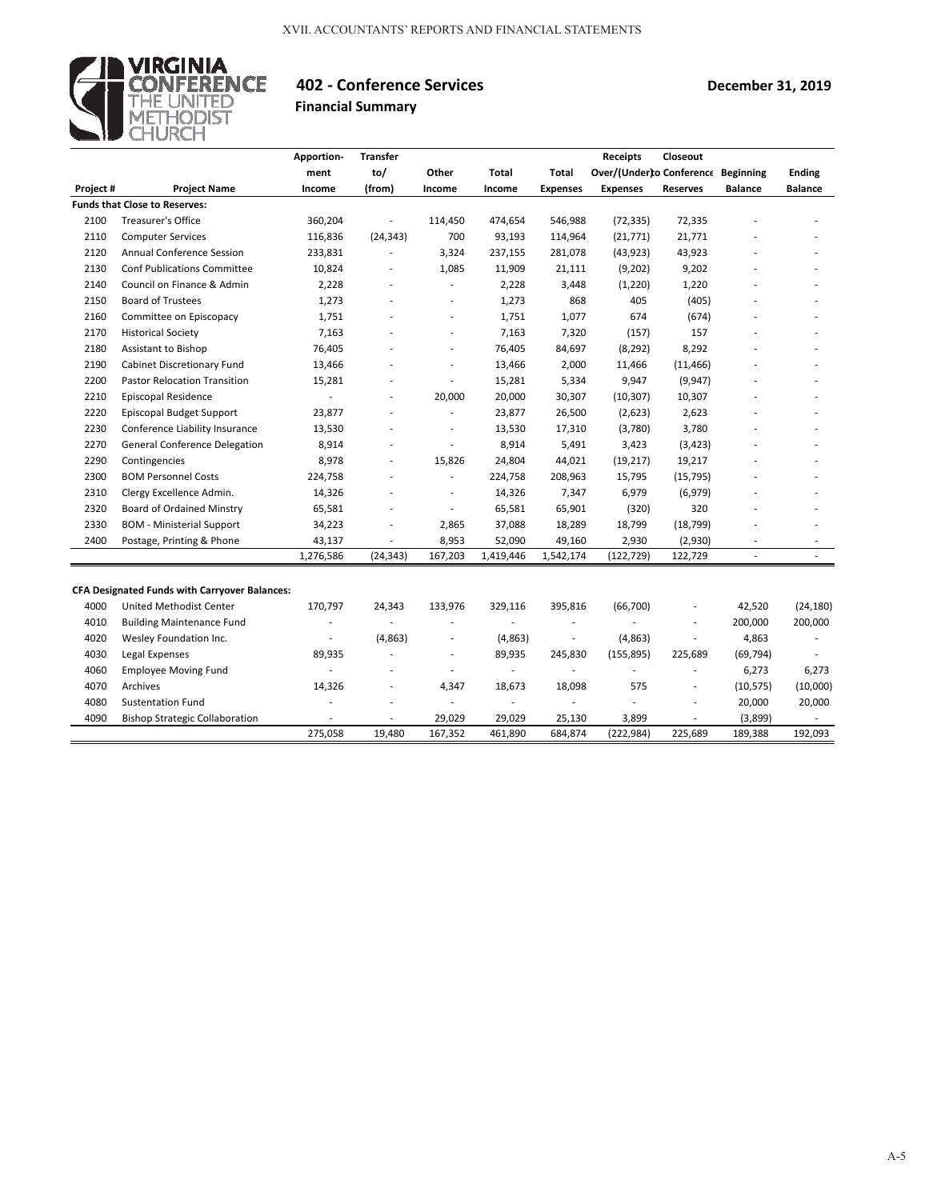# 402 - Conference Services

**Financial Summary**

**December 31, 2019**

| Project # | Project Name | Apportionment Income | Transfer to/(from) | Other Income | Total Income | Total Expenses | Receipts Over/(Under) Expenses | Closeout to Conference Reserves | Beginning Balance | Ending Balance |
|---|---|---|---|---|---|---|---|---|---|---|
| **Funds that Close to Reserves:** | | | | | | | | | | |
| 2100 | Treasurer's Office | 360,204 | - | 114,450 | 474,654 | 546,988 | (72,335) | 72,335 | - | - |
| 2110 | Computer Services | 116,836 | (24,343) | 700 | 93,193 | 114,964 | (21,771) | 21,771 | - | - |
| 2120 | Annual Conference Session | 233,831 | - | 3,324 | 237,155 | 281,078 | (43,923) | 43,923 | - | - |
| 2130 | Conf Publications Committee | 10,824 | - | 1,085 | 11,909 | 21,111 | (9,202) | 9,202 | - | - |
| 2140 | Council on Finance & Admin | 2,228 | - | - | 2,228 | 3,448 | (1,220) | 1,220 | - | - |
| 2150 | Board of Trustees | 1,273 | - | - | 1,273 | 868 | 405 | (405) | - | - |
| 2160 | Committee on Episcopacy | 1,751 | - | - | 1,751 | 1,077 | 674 | (674) | - | - |
| 2170 | Historical Society | 7,163 | - | - | 7,163 | 7,320 | (157) | 157 | - | - |
| 2180 | Assistant to Bishop | 76,405 | - | - | 76,405 | 84,697 | (8,292) | 8,292 | - | - |
| 2190 | Cabinet Discretionary Fund | 13,466 | - | - | 13,466 | 2,000 | 11,466 | (11,466) | - | - |
| 2200 | Pastor Relocation Transition | 15,281 | - | - | 15,281 | 5,334 | 9,947 | (9,947) | - | - |
| 2210 | Episcopal Residence | - | - | 20,000 | 20,000 | 30,307 | (10,307) | 10,307 | - | - |
| 2220 | Episcopal Budget Support | 23,877 | - | - | 23,877 | 26,500 | (2,623) | 2,623 | - | - |
| 2230 | Conference Liability Insurance | 13,530 | - | - | 13,530 | 17,310 | (3,780) | 3,780 | - | - |
| 2270 | General Conference Delegation | 8,914 | - | - | 8,914 | 5,491 | 3,423 | (3,423) | - | - |
| 2290 | Contingencies | 8,978 | - | 15,826 | 24,804 | 44,021 | (19,217) | 19,217 | - | - |
| 2300 | BOM Personnel Costs | 224,758 | - | - | 224,758 | 208,963 | 15,795 | (15,795) | - | - |
| 2310 | Clergy Excellence Admin. | 14,326 | - | - | 14,326 | 7,347 | 6,979 | (6,979) | - | - |
| 2320 | Board of Ordained Minstry | 65,581 | - | - | 65,581 | 65,901 | (320) | 320 | - | - |
| 2330 | BOM - Ministerial Support | 34,223 | - | 2,865 | 37,088 | 18,289 | 18,799 | (18,799) | - | - |
| 2400 | Postage, Printing & Phone | 43,137 | - | 8,953 | 52,090 | 49,160 | 2,930 | (2,930) | - | - |
| | | 1,276,586 | (24,343) | 167,203 | 1,419,446 | 1,542,174 | (122,729) | 122,729 | - | - |
| **CFA Designated Funds with Carryover Balances:** | | | | | | | | | | |
| 4000 | United Methodist Center | 170,797 | 24,343 | 133,976 | 329,116 | 395,816 | (66,700) | - | 42,520 | (24,180) |
| 4010 | Building Maintenance Fund | - | - | - | - | - | - | - | 200,000 | 200,000 |
| 4020 | Wesley Foundation Inc. | - | (4,863) | - | (4,863) | - | (4,863) | - | 4,863 | - |
| 4030 | Legal Expenses | 89,935 | - | - | 89,935 | 245,830 | (155,895) | 225,689 | (69,794) | - |
| 4060 | Employee Moving Fund | - | - | - | - | - | - | - | 6,273 | 6,273 |
| 4070 | Archives | 14,326 | - | 4,347 | 18,673 | 18,098 | 575 | - | (10,575) | (10,000) |
| 4080 | Sustentation Fund | - | - | - | - | - | - | - | 20,000 | 20,000 |
| 4090 | Bishop Strategic Collaboration | - | - | 29,029 | 29,029 | 25,130 | 3,899 | - | (3,899) | - |
| | | 275,058 | 19,480 | 167,352 | 461,890 | 684,874 | (222,984) | 225,689 | 189,388 | 192,093 |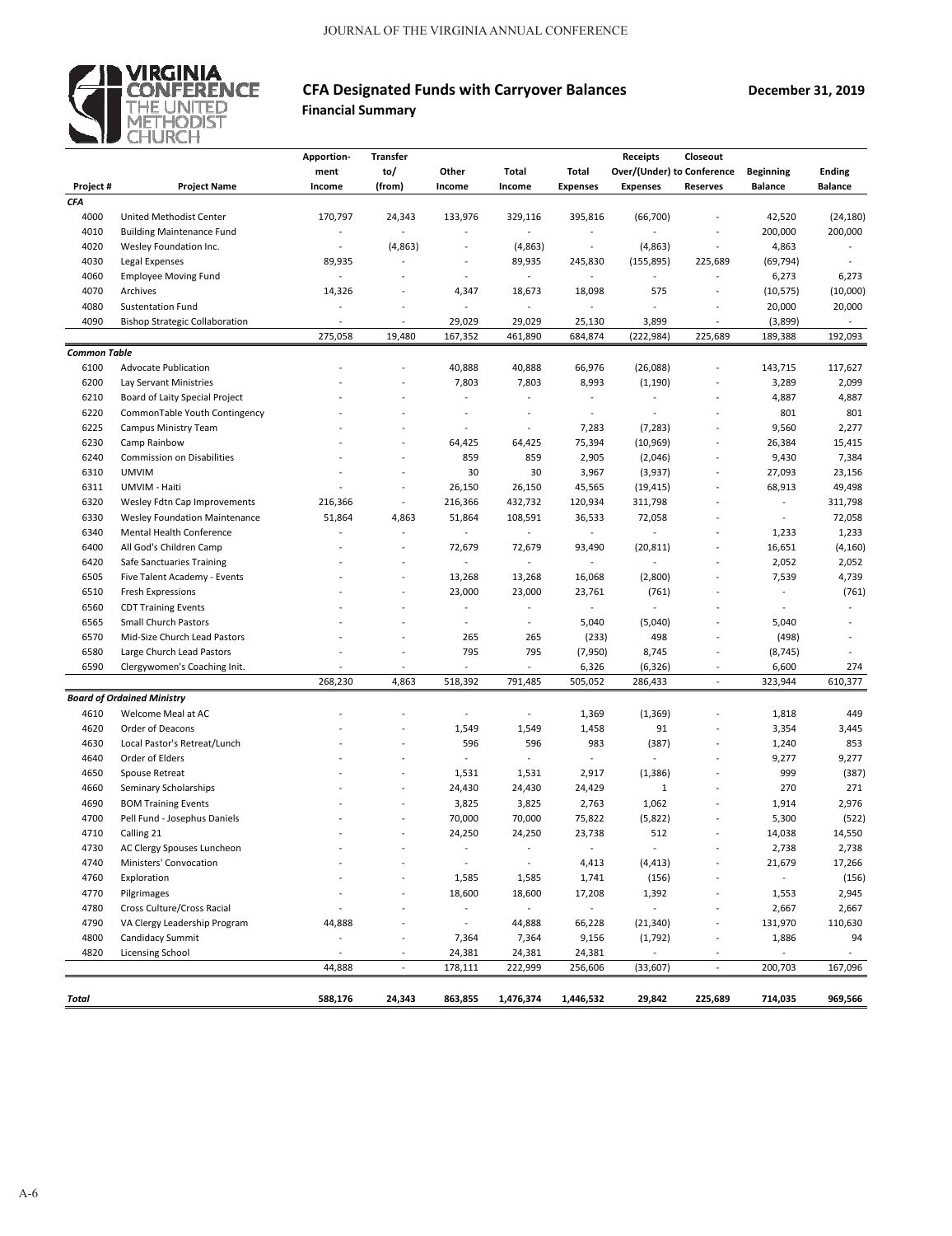# CFA Designated Funds with Carryover Balances

## Financial Summary

**December 31, 2019**

| Project # | Project Name | Apportion-ment Income | Transfer to/(from) | Other Income | Total Income | Total Expenses | Receipts Over/(Under) Expenses | Closeout to Conference Reserves | Beginning Balance | Ending Balance |
|---|---|---|---|---|---|---|---|---|---|---|
| ***CFA*** | | | | | | | | | | |
| 4000 | United Methodist Center | 170,797 | 24,343 | 133,976 | 329,116 | 395,816 | (66,700) | - | 42,520 | (24,180) |
| 4010 | Building Maintenance Fund | - | - | - | - | - | - | - | 200,000 | 200,000 |
| 4020 | Wesley Foundation Inc. | - | (4,863) | - | (4,863) | - | (4,863) | - | 4,863 | - |
| 4030 | Legal Expenses | 89,935 | - | - | 89,935 | 245,830 | (155,895) | 225,689 | (69,794) | - |
| 4060 | Employee Moving Fund | - | - | - | - | - | - | - | 6,273 | 6,273 |
| 4070 | Archives | 14,326 | - | 4,347 | 18,673 | 18,098 | 575 | - | (10,575) | (10,000) |
| 4080 | Sustentation Fund | - | - | - | - | - | - | - | 20,000 | 20,000 |
| 4090 | Bishop Strategic Collaboration | - | - | 29,029 | 29,029 | 25,130 | 3,899 | - | (3,899) | - |
| | | 275,058 | 19,480 | 167,352 | 461,890 | 684,874 | (222,984) | 225,689 | 189,388 | 192,093 |
| ***Common Table*** | | | | | | | | | | |
| 6100 | Advocate Publication | - | - | 40,888 | 40,888 | 66,976 | (26,088) | - | 143,715 | 117,627 |
| 6200 | Lay Servant Ministries | - | - | 7,803 | 7,803 | 8,993 | (1,190) | - | 3,289 | 2,099 |
| 6210 | Board of Laity Special Project | - | - | - | - | - | - | - | 4,887 | 4,887 |
| 6220 | CommonTable Youth Contingency | - | - | - | - | - | - | - | 801 | 801 |
| 6225 | Campus Ministry Team | - | - | - | - | 7,283 | (7,283) | - | 9,560 | 2,277 |
| 6230 | Camp Rainbow | - | - | 64,425 | 64,425 | 75,394 | (10,969) | - | 26,384 | 15,415 |
| 6240 | Commission on Disabilities | - | - | 859 | 859 | 2,905 | (2,046) | - | 9,430 | 7,384 |
| 6310 | UMVIM | - | - | 30 | 30 | 3,967 | (3,937) | - | 27,093 | 23,156 |
| 6311 | UMVIM - Haiti | - | - | 26,150 | 26,150 | 45,565 | (19,415) | - | 68,913 | 49,498 |
| 6320 | Wesley Fdtn Cap Improvements | 216,366 | - | 216,366 | 432,732 | 120,934 | 311,798 | - | - | 311,798 |
| 6330 | Wesley Foundation Maintenance | 51,864 | 4,863 | 51,864 | 108,591 | 36,533 | 72,058 | - | - | 72,058 |
| 6340 | Mental Health Conference | - | - | - | - | - | - | - | 1,233 | 1,233 |
| 6400 | All God's Children Camp | - | - | 72,679 | 72,679 | 93,490 | (20,811) | - | 16,651 | (4,160) |
| 6420 | Safe Sanctuaries Training | - | - | - | - | - | - | - | 2,052 | 2,052 |
| 6505 | Five Talent Academy - Events | - | - | 13,268 | 13,268 | 16,068 | (2,800) | - | 7,539 | 4,739 |
| 6510 | Fresh Expressions | - | - | 23,000 | 23,000 | 23,761 | (761) | - | - | (761) |
| 6560 | CDT Training Events | - | - | - | - | - | - | - | - | - |
| 6565 | Small Church Pastors | - | - | - | - | 5,040 | (5,040) | - | 5,040 | - |
| 6570 | Mid-Size Church Lead Pastors | - | - | 265 | 265 | (233) | 498 | - | (498) | - |
| 6580 | Large Church Lead Pastors | - | - | 795 | 795 | (7,950) | 8,745 | - | (8,745) | - |
| 6590 | Clergywomen's Coaching Init. | - | - | - | - | 6,326 | (6,326) | - | 6,600 | 274 |
| | | 268,230 | 4,863 | 518,392 | 791,485 | 505,052 | 286,433 | - | 323,944 | 610,377 |
| ***Board of Ordained Ministry*** | | | | | | | | | | |
| 4610 | Welcome Meal at AC | - | - | - | - | 1,369 | (1,369) | - | 1,818 | 449 |
| 4620 | Order of Deacons | - | - | 1,549 | 1,549 | 1,458 | 91 | - | 3,354 | 3,445 |
| 4630 | Local Pastor's Retreat/Lunch | - | - | 596 | 596 | 983 | (387) | - | 1,240 | 853 |
| 4640 | Order of Elders | - | - | - | - | - | - | - | 9,277 | 9,277 |
| 4650 | Spouse Retreat | - | - | 1,531 | 1,531 | 2,917 | (1,386) | - | 999 | (387) |
| 4660 | Seminary Scholarships | - | - | 24,430 | 24,430 | 24,429 | 1 | - | 270 | 271 |
| 4690 | BOM Training Events | - | - | 3,825 | 3,825 | 2,763 | 1,062 | - | 1,914 | 2,976 |
| 4700 | Pell Fund - Josephus Daniels | - | - | 70,000 | 70,000 | 75,822 | (5,822) | - | 5,300 | (522) |
| 4710 | Calling 21 | - | - | 24,250 | 24,250 | 23,738 | 512 | - | 14,038 | 14,550 |
| 4730 | AC Clergy Spouses Luncheon | - | - | - | - | - | - | - | 2,738 | 2,738 |
| 4740 | Ministers' Convocation | - | - | - | - | 4,413 | (4,413) | - | 21,679 | 17,266 |
| 4760 | Exploration | - | - | 1,585 | 1,585 | 1,741 | (156) | - | - | (156) |
| 4770 | Pilgrimages | - | - | 18,600 | 18,600 | 17,208 | 1,392 | - | 1,553 | 2,945 |
| 4780 | Cross Culture/Cross Racial | - | - | - | - | - | - | - | 2,667 | 2,667 |
| 4790 | VA Clergy Leadership Program | 44,888 | - | - | 44,888 | 66,228 | (21,340) | - | 131,970 | 110,630 |
| 4800 | Candidacy Summit | - | - | 7,364 | 7,364 | 9,156 | (1,792) | - | 1,886 | 94 |
| 4820 | Licensing School | - | - | 24,381 | 24,381 | 24,381 | - | - | - | - |
| | | 44,888 | - | 178,111 | 222,999 | 256,606 | (33,607) | - | 200,703 | 167,096 |
| ***Total*** | | **588,176** | **24,343** | **863,855** | **1,476,374** | **1,446,532** | **29,842** | **225,689** | **714,035** | **969,566** |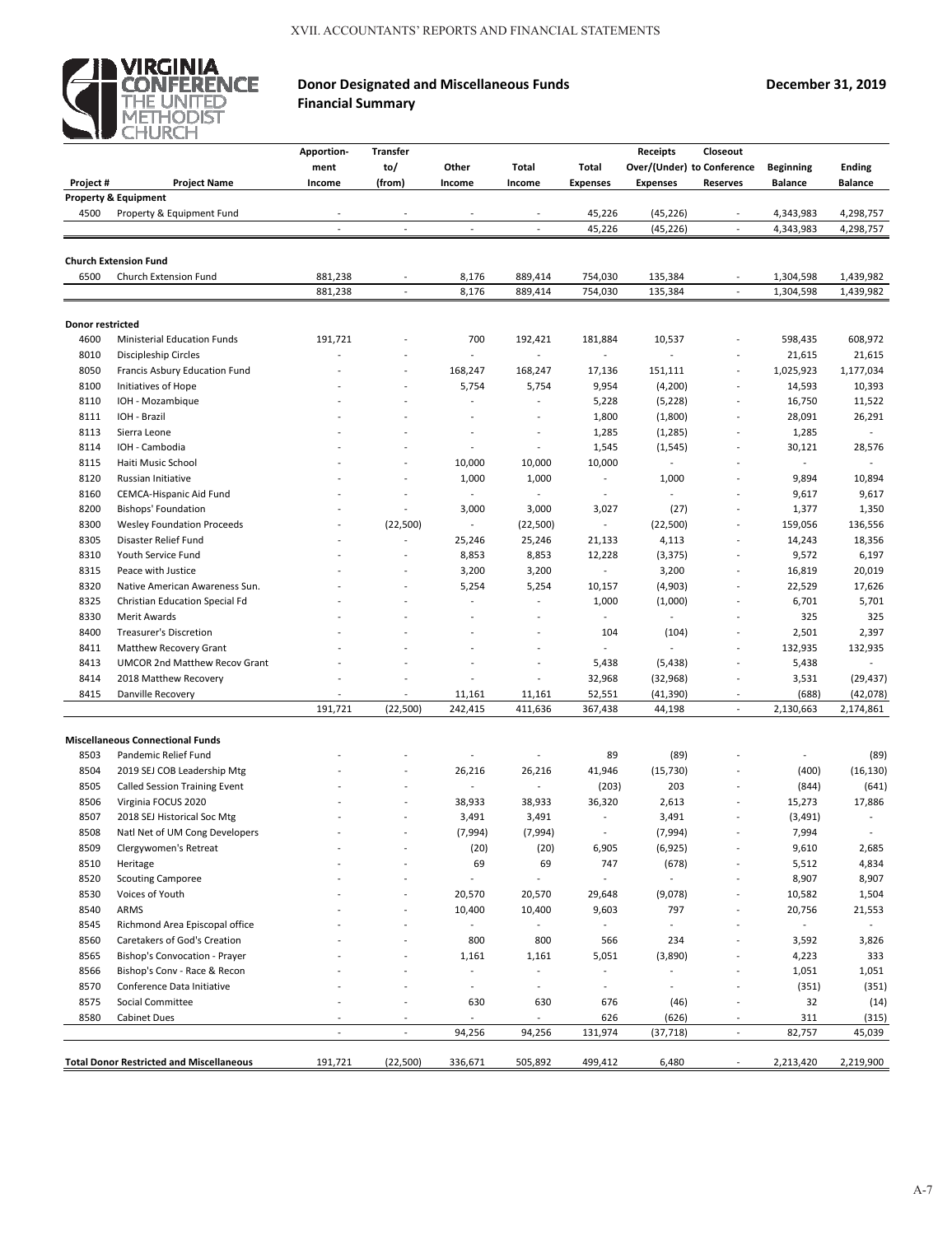# Donor Designated and Miscellaneous Funds Financial Summary

**December 31, 2019**

| Project # | Project Name | Apportionment Income | Transfer to/(from) | Other Income | Total Income | Total Expenses | Receipts Over/(Under) Expenses | Closeout to Conference Reserves | Beginning Balance | Ending Balance |
|---|---|---|---|---|---|---|---|---|---|---|
| **Property & Equipment** | | | | | | | | | | |
| 4500 | Property & Equipment Fund | - | - | - | - | 45,226 | (45,226) | - | 4,343,983 | 4,298,757 |
| | | - | - | - | - | 45,226 | (45,226) | - | 4,343,983 | 4,298,757 |
| **Church Extension Fund** | | | | | | | | | | |
| 6500 | Church Extension Fund | 881,238 | - | 8,176 | 889,414 | 754,030 | 135,384 | - | 1,304,598 | 1,439,982 |
| | | 881,238 | - | 8,176 | 889,414 | 754,030 | 135,384 | - | 1,304,598 | 1,439,982 |
| **Donor restricted** | | | | | | | | | | |
| 4600 | Ministerial Education Funds | 191,721 | - | 700 | 192,421 | 181,884 | 10,537 | - | 598,435 | 608,972 |
| 8010 | Discipleship Circles | - | - | - | - | - | - | - | 21,615 | 21,615 |
| 8050 | Francis Asbury Education Fund | - | - | 168,247 | 168,247 | 17,136 | 151,111 | - | 1,025,923 | 1,177,034 |
| 8100 | Initiatives of Hope | - | - | 5,754 | 5,754 | 9,954 | (4,200) | - | 14,593 | 10,393 |
| 8110 | IOH - Mozambique | - | - | - | - | 5,228 | (5,228) | - | 16,750 | 11,522 |
| 8111 | IOH - Brazil | - | - | - | - | 1,800 | (1,800) | - | 28,091 | 26,291 |
| 8113 | Sierra Leone | - | - | - | - | 1,285 | (1,285) | - | 1,285 | - |
| 8114 | IOH - Cambodia | - | - | - | - | 1,545 | (1,545) | - | 30,121 | 28,576 |
| 8115 | Haiti Music School | - | - | 10,000 | 10,000 | 10,000 | - | - | - | - |
| 8120 | Russian Initiative | - | - | 1,000 | 1,000 | - | 1,000 | - | 9,894 | 10,894 |
| 8160 | CEMCA-Hispanic Aid Fund | - | - | - | - | - | - | - | 9,617 | 9,617 |
| 8200 | Bishops' Foundation | - | - | 3,000 | 3,000 | 3,027 | (27) | - | 1,377 | 1,350 |
| 8300 | Wesley Foundation Proceeds | - | (22,500) | - | (22,500) | - | (22,500) | - | 159,056 | 136,556 |
| 8305 | Disaster Relief Fund | - | - | 25,246 | 25,246 | 21,133 | 4,113 | - | 14,243 | 18,356 |
| 8310 | Youth Service Fund | - | - | 8,853 | 8,853 | 12,228 | (3,375) | - | 9,572 | 6,197 |
| 8315 | Peace with Justice | - | - | 3,200 | 3,200 | - | 3,200 | - | 16,819 | 20,019 |
| 8320 | Native American Awareness Sun. | - | - | 5,254 | 5,254 | 10,157 | (4,903) | - | 22,529 | 17,626 |
| 8325 | Christian Education Special Fd | - | - | - | - | 1,000 | (1,000) | - | 6,701 | 5,701 |
| 8330 | Merit Awards | - | - | - | - | - | - | - | 325 | 325 |
| 8400 | Treasurer's Discretion | - | - | - | - | 104 | (104) | - | 2,501 | 2,397 |
| 8411 | Matthew Recovery Grant | - | - | - | - | - | - | - | 132,935 | 132,935 |
| 8413 | UMCOR 2nd Matthew Recov Grant | - | - | - | - | 5,438 | (5,438) | - | 5,438 | - |
| 8414 | 2018 Matthew Recovery | - | - | - | - | 32,968 | (32,968) | - | 3,531 | (29,437) |
| 8415 | Danville Recovery | - | - | 11,161 | 11,161 | 52,551 | (41,390) | - | (688) | (42,078) |
| | | 191,721 | (22,500) | 242,415 | 411,636 | 367,438 | 44,198 | - | 2,130,663 | 2,174,861 |
| **Miscellaneous Connectional Funds** | | | | | | | | | | |
| 8503 | Pandemic Relief Fund | - | - | - | - | 89 | (89) | - | - | (89) |
| 8504 | 2019 SEJ COB Leadership Mtg | - | - | 26,216 | 26,216 | 41,946 | (15,730) | - | (400) | (16,130) |
| 8505 | Called Session Training Event | - | - | - | - | (203) | 203 | - | (844) | (641) |
| 8506 | Virginia FOCUS 2020 | - | - | 38,933 | 38,933 | 36,320 | 2,613 | - | 15,273 | 17,886 |
| 8507 | 2018 SEJ Historical Soc Mtg | - | - | 3,491 | 3,491 | - | 3,491 | - | (3,491) | - |
| 8508 | Natl Net of UM Cong Developers | - | - | (7,994) | (7,994) | - | (7,994) | - | 7,994 | - |
| 8509 | Clergywomen's Retreat | - | - | (20) | (20) | 6,905 | (6,925) | - | 9,610 | 2,685 |
| 8510 | Heritage | - | - | 69 | 69 | 747 | (678) | - | 5,512 | 4,834 |
| 8520 | Scouting Camporee | - | - | - | - | - | - | - | 8,907 | 8,907 |
| 8530 | Voices of Youth | - | - | 20,570 | 20,570 | 29,648 | (9,078) | - | 10,582 | 1,504 |
| 8540 | ARMS | - | - | 10,400 | 10,400 | 9,603 | 797 | - | 20,756 | 21,553 |
| 8545 | Richmond Area Episcopal office | - | - | - | - | - | - | - | - | - |
| 8560 | Caretakers of God's Creation | - | - | 800 | 800 | 566 | 234 | - | 3,592 | 3,826 |
| 8565 | Bishop's Convocation - Prayer | - | - | 1,161 | 1,161 | 5,051 | (3,890) | - | 4,223 | 333 |
| 8566 | Bishop's Conv - Race & Recon | - | - | - | - | - | - | - | 1,051 | 1,051 |
| 8570 | Conference Data Initiative | - | - | - | - | - | - | - | (351) | (351) |
| 8575 | Social Committee | - | - | 630 | 630 | 676 | (46) | - | 32 | (14) |
| 8580 | Cabinet Dues | - | - | - | - | 626 | (626) | - | 311 | (315) |
| | | - | - | 94,256 | 94,256 | 131,974 | (37,718) | - | 82,757 | 45,039 |
| **Total Donor Restricted and Miscellaneous** | | 191,721 | (22,500) | 336,671 | 505,892 | 499,412 | 6,480 | - | 2,213,420 | 2,219,900 |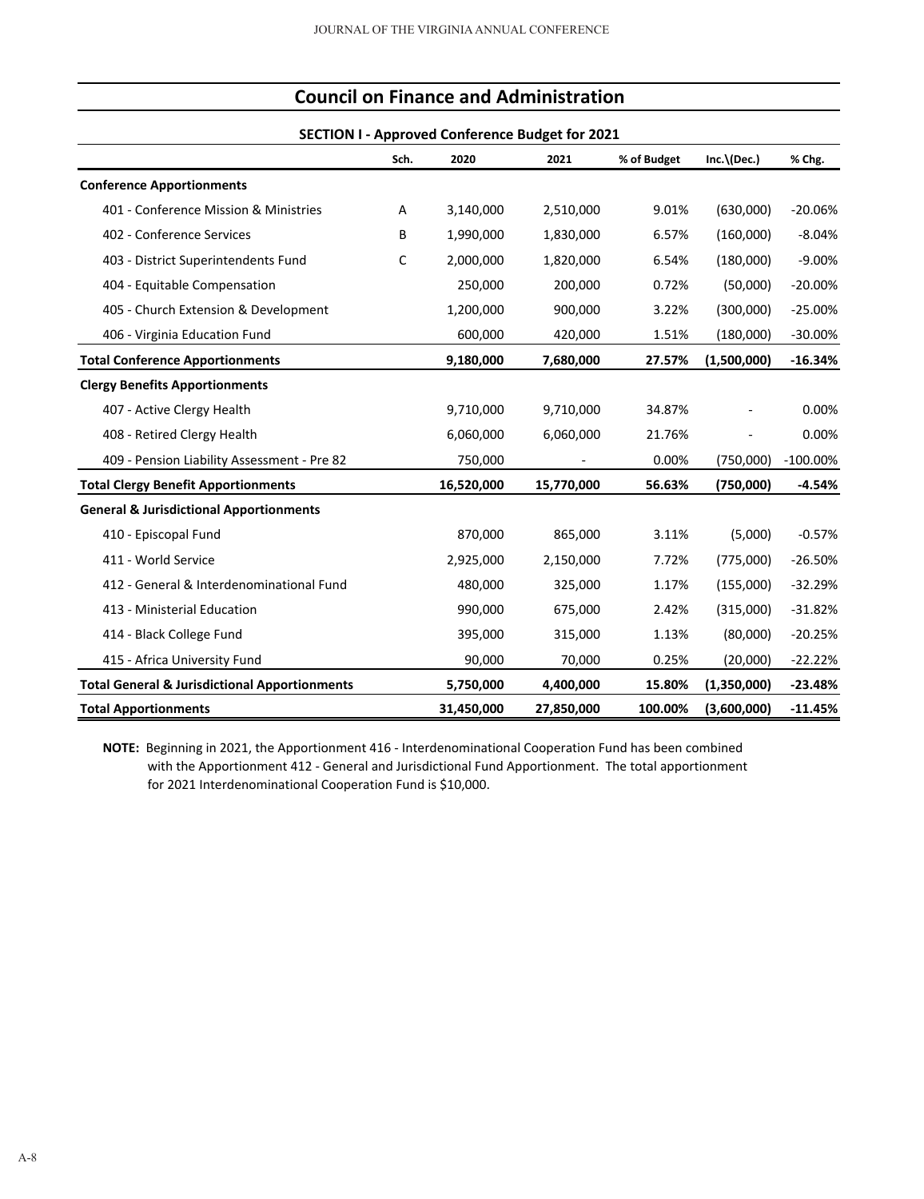## Council on Finance and Administration

### SECTION I - Approved Conference Budget for 2021

| | Sch. | 2020 | 2021 | % of Budget | Inc.\(Dec.) | % Chg. |
|---|---|---|---|---|---|---|
| **Conference Apportionments** | | | | | | |
| 401 - Conference Mission & Ministries | A | 3,140,000 | 2,510,000 | 9.01% | (630,000) | -20.06% |
| 402 - Conference Services | B | 1,990,000 | 1,830,000 | 6.57% | (160,000) | -8.04% |
| 403 - District Superintendents Fund | C | 2,000,000 | 1,820,000 | 6.54% | (180,000) | -9.00% |
| 404 - Equitable Compensation | | 250,000 | 200,000 | 0.72% | (50,000) | -20.00% |
| 405 - Church Extension & Development | | 1,200,000 | 900,000 | 3.22% | (300,000) | -25.00% |
| 406 - Virginia Education Fund | | 600,000 | 420,000 | 1.51% | (180,000) | -30.00% |
| **Total Conference Apportionments** | | **9,180,000** | **7,680,000** | **27.57%** | **(1,500,000)** | **-16.34%** |
| **Clergy Benefits Apportionments** | | | | | | |
| 407 - Active Clergy Health | | 9,710,000 | 9,710,000 | 34.87% | - | 0.00% |
| 408 - Retired Clergy Health | | 6,060,000 | 6,060,000 | 21.76% | - | 0.00% |
| 409 - Pension Liability Assessment - Pre 82 | | 750,000 | - | 0.00% | (750,000) | -100.00% |
| **Total Clergy Benefit Apportionments** | | **16,520,000** | **15,770,000** | **56.63%** | **(750,000)** | **-4.54%** |
| **General & Jurisdictional Apportionments** | | | | | | |
| 410 - Episcopal Fund | | 870,000 | 865,000 | 3.11% | (5,000) | -0.57% |
| 411 - World Service | | 2,925,000 | 2,150,000 | 7.72% | (775,000) | -26.50% |
| 412 - General & Interdenominational Fund | | 480,000 | 325,000 | 1.17% | (155,000) | -32.29% |
| 413 - Ministerial Education | | 990,000 | 675,000 | 2.42% | (315,000) | -31.82% |
| 414 - Black College Fund | | 395,000 | 315,000 | 1.13% | (80,000) | -20.25% |
| 415 - Africa University Fund | | 90,000 | 70,000 | 0.25% | (20,000) | -22.22% |
| **Total General & Jurisdictional Apportionments** | | **5,750,000** | **4,400,000** | **15.80%** | **(1,350,000)** | **-23.48%** |
| **Total Apportionments** | | **31,450,000** | **27,850,000** | **100.00%** | **(3,600,000)** | **-11.45%** |

**NOTE:** Beginning in 2021, the Apportionment 416 - Interdenominational Cooperation Fund has been combined with the Apportionment 412 - General and Jurisdictional Fund Apportionment. The total apportionment for 2021 Interdenominational Cooperation Fund is $10,000.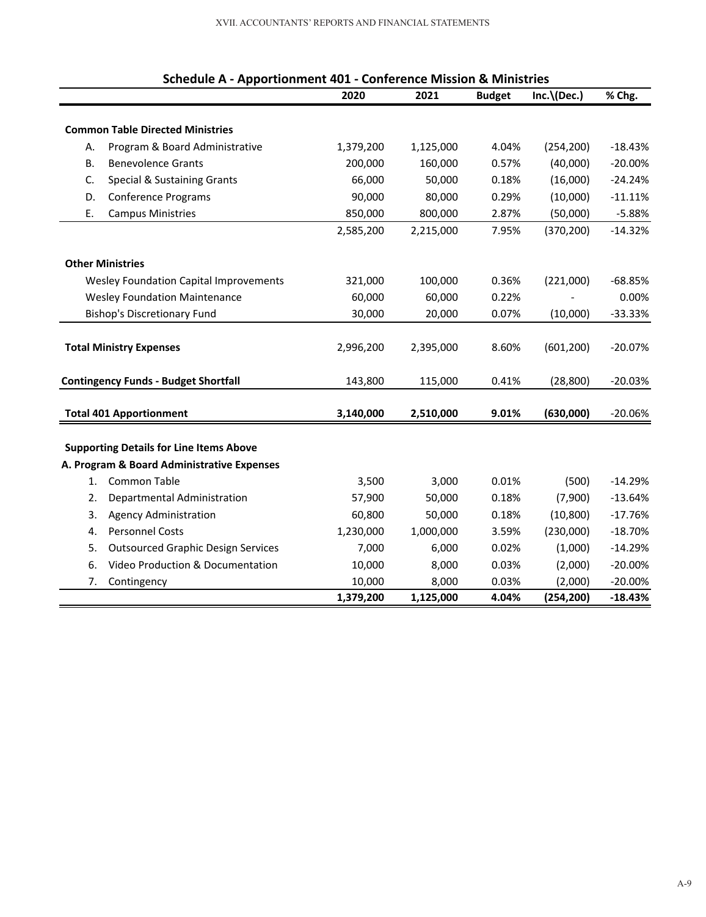## Schedule A - Apportionment 401 - Conference Mission & Ministries

| | | 2020 | 2021 | Budget | Inc.\(Dec.) | % Chg. |
|---|---|---|---|---|---|---|
| **Common Table Directed Ministries** | | | | | | |
| A. | Program & Board Administrative | 1,379,200 | 1,125,000 | 4.04% | (254,200) | -18.43% |
| B. | Benevolence Grants | 200,000 | 160,000 | 0.57% | (40,000) | -20.00% |
| C. | Special & Sustaining Grants | 66,000 | 50,000 | 0.18% | (16,000) | -24.24% |
| D. | Conference Programs | 90,000 | 80,000 | 0.29% | (10,000) | -11.11% |
| E. | Campus Ministries | 850,000 | 800,000 | 2.87% | (50,000) | -5.88% |
| | | 2,585,200 | 2,215,000 | 7.95% | (370,200) | -14.32% |
| **Other Ministries** | | | | | | |
| | Wesley Foundation Capital Improvements | 321,000 | 100,000 | 0.36% | (221,000) | -68.85% |
| | Wesley Foundation Maintenance | 60,000 | 60,000 | 0.22% | - | 0.00% |
| | Bishop's Discretionary Fund | 30,000 | 20,000 | 0.07% | (10,000) | -33.33% |
| **Total Ministry Expenses** | | 2,996,200 | 2,395,000 | 8.60% | (601,200) | -20.07% |
| **Contingency Funds - Budget Shortfall** | | 143,800 | 115,000 | 0.41% | (28,800) | -20.03% |
| **Total 401 Apportionment** | | **3,140,000** | **2,510,000** | **9.01%** | **(630,000)** | -20.06% |
| **Supporting Details for Line Items Above** | | | | | | |
| **A. Program & Board Administrative Expenses** | | | | | | |
| 1. | Common Table | 3,500 | 3,000 | 0.01% | (500) | -14.29% |
| 2. | Departmental Administration | 57,900 | 50,000 | 0.18% | (7,900) | -13.64% |
| 3. | Agency Administration | 60,800 | 50,000 | 0.18% | (10,800) | -17.76% |
| 4. | Personnel Costs | 1,230,000 | 1,000,000 | 3.59% | (230,000) | -18.70% |
| 5. | Outsourced Graphic Design Services | 7,000 | 6,000 | 0.02% | (1,000) | -14.29% |
| 6. | Video Production & Documentation | 10,000 | 8,000 | 0.03% | (2,000) | -20.00% |
| 7. | Contingency | 10,000 | 8,000 | 0.03% | (2,000) | -20.00% |
| | | **1,379,200** | **1,125,000** | **4.04%** | **(254,200)** | **-18.43%** |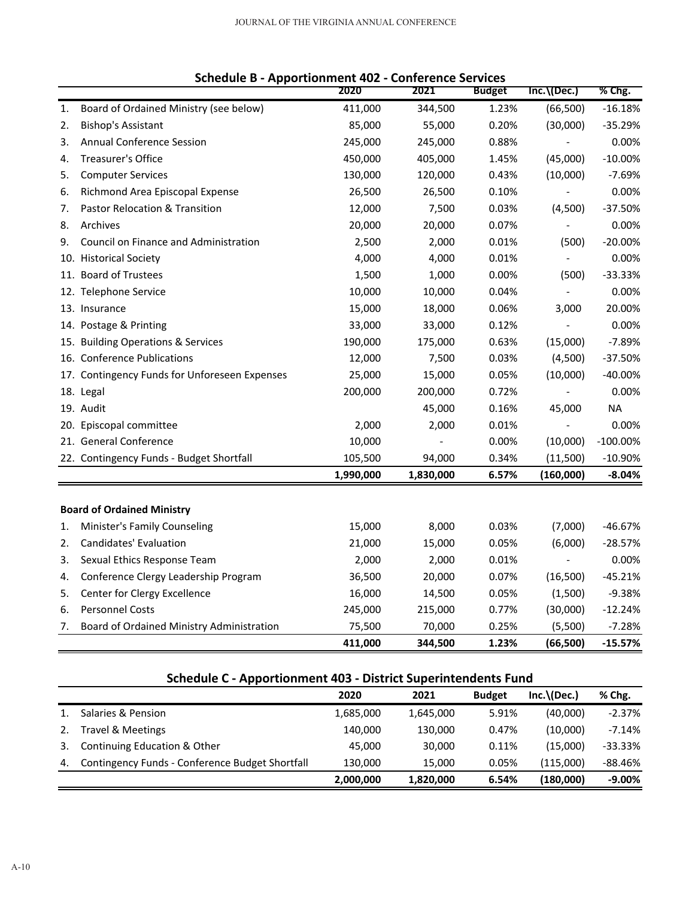## Schedule B - Apportionment 402 - Conference Services

| | | 2020 | 2021 | Budget | Inc.\(Dec.) | % Chg. |
|---|---|---|---|---|---|---|
| 1. | Board of Ordained Ministry (see below) | 411,000 | 344,500 | 1.23% | (66,500) | -16.18% |
| 2. | Bishop's Assistant | 85,000 | 55,000 | 0.20% | (30,000) | -35.29% |
| 3. | Annual Conference Session | 245,000 | 245,000 | 0.88% | - | 0.00% |
| 4. | Treasurer's Office | 450,000 | 405,000 | 1.45% | (45,000) | -10.00% |
| 5. | Computer Services | 130,000 | 120,000 | 0.43% | (10,000) | -7.69% |
| 6. | Richmond Area Episcopal Expense | 26,500 | 26,500 | 0.10% | - | 0.00% |
| 7. | Pastor Relocation & Transition | 12,000 | 7,500 | 0.03% | (4,500) | -37.50% |
| 8. | Archives | 20,000 | 20,000 | 0.07% | - | 0.00% |
| 9. | Council on Finance and Administration | 2,500 | 2,000 | 0.01% | (500) | -20.00% |
| 10. | Historical Society | 4,000 | 4,000 | 0.01% | - | 0.00% |
| 11. | Board of Trustees | 1,500 | 1,000 | 0.00% | (500) | -33.33% |
| 12. | Telephone Service | 10,000 | 10,000 | 0.04% | - | 0.00% |
| 13. | Insurance | 15,000 | 18,000 | 0.06% | 3,000 | 20.00% |
| 14. | Postage & Printing | 33,000 | 33,000 | 0.12% | - | 0.00% |
| 15. | Building Operations & Services | 190,000 | 175,000 | 0.63% | (15,000) | -7.89% |
| 16. | Conference Publications | 12,000 | 7,500 | 0.03% | (4,500) | -37.50% |
| 17. | Contingency Funds for Unforeseen Expenses | 25,000 | 15,000 | 0.05% | (10,000) | -40.00% |
| 18. | Legal | 200,000 | 200,000 | 0.72% | - | 0.00% |
| 19. | Audit | | 45,000 | 0.16% | 45,000 | NA |
| 20. | Episcopal committee | 2,000 | 2,000 | 0.01% | - | 0.00% |
| 21. | General Conference | 10,000 | - | 0.00% | (10,000) | -100.00% |
| 22. | Contingency Funds - Budget Shortfall | 105,500 | 94,000 | 0.34% | (11,500) | -10.90% |
| | | **1,990,000** | **1,830,000** | **6.57%** | **(160,000)** | **-8.04%** |

**Board of Ordained Ministry**

| | | 2020 | 2021 | Budget | Inc.\(Dec.) | % Chg. |
|---|---|---|---|---|---|---|
| 1. | Minister's Family Counseling | 15,000 | 8,000 | 0.03% | (7,000) | -46.67% |
| 2. | Candidates' Evaluation | 21,000 | 15,000 | 0.05% | (6,000) | -28.57% |
| 3. | Sexual Ethics Response Team | 2,000 | 2,000 | 0.01% | - | 0.00% |
| 4. | Conference Clergy Leadership Program | 36,500 | 20,000 | 0.07% | (16,500) | -45.21% |
| 5. | Center for Clergy Excellence | 16,000 | 14,500 | 0.05% | (1,500) | -9.38% |
| 6. | Personnel Costs | 245,000 | 215,000 | 0.77% | (30,000) | -12.24% |
| 7. | Board of Ordained Ministry Administration | 75,500 | 70,000 | 0.25% | (5,500) | -7.28% |
| | | **411,000** | **344,500** | **1.23%** | **(66,500)** | **-15.57%** |

## Schedule C - Apportionment 403 - District Superintendents Fund

| | | 2020 | 2021 | Budget | Inc.\(Dec.) | % Chg. |
|---|---|---|---|---|---|---|
| 1. | Salaries & Pension | 1,685,000 | 1,645,000 | 5.91% | (40,000) | -2.37% |
| 2. | Travel & Meetings | 140,000 | 130,000 | 0.47% | (10,000) | -7.14% |
| 3. | Continuing Education & Other | 45,000 | 30,000 | 0.11% | (15,000) | -33.33% |
| 4. | Contingency Funds - Conference Budget Shortfall | 130,000 | 15,000 | 0.05% | (115,000) | -88.46% |
| | | **2,000,000** | **1,820,000** | **6.54%** | **(180,000)** | **-9.00%** |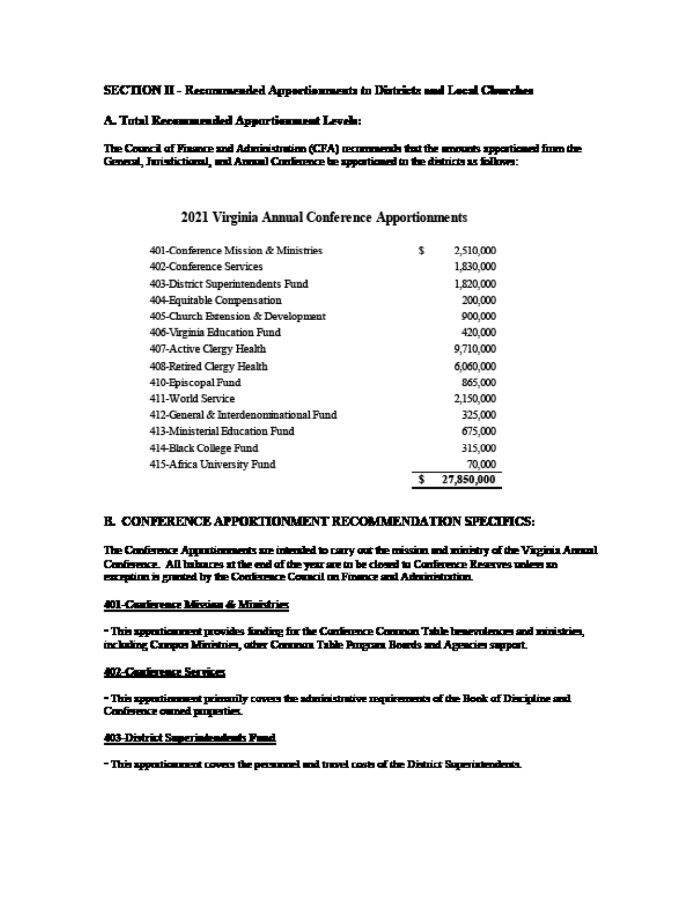**SECTION II - Recommended Apportionments to Districts and Local Churches**

**A. Total Recommended Apportionment Levels:**

**The Council of Finance and Administration (CFA) recommends that the amounts apportioned from the General, Jurisdictional, and Annual Conference be apportioned to the districts as follows:**

## 2021 Virginia Annual Conference Apportionments

| | | |
|---|---|---|
| 401-Conference Mission & Ministries | $ | 2,510,000 |
| 402-Conference Services | | 1,830,000 |
| 403-District Superintendents Fund | | 1,820,000 |
| 404-Equitable Compensation | | 200,000 |
| 405-Church Extension & Development | | 900,000 |
| 406-Virginia Education Fund | | 420,000 |
| 407-Active Clergy Health | | 9,710,000 |
| 408-Retired Clergy Health | | 6,060,000 |
| 410-Episcopal Fund | | 865,000 |
| 411-World Service | | 2,150,000 |
| 412-General & Interdenominational Fund | | 325,000 |
| 413-Ministerial Education Fund | | 675,000 |
| 414-Black College Fund | | 315,000 |
| 415-Africa University Fund | | 70,000 |
| | **$** | **27,850,000** |

## B. CONFERENCE APPORTIONMENT RECOMMENDATION SPECIFICS:

**The Conference Apportionments are intended to carry out the mission and ministry of the Virginia Annual Conference. All balances at the end of the year are to be closed to Conference Reserves unless an exception is granted by the Conference Council on Finance and Administration.**

**401-Conference Mission & Ministries**

**- This apportionment provides funding for the Conference Common Table benevolences and ministries, including Campus Ministries, other Common Table Program Boards and Agencies support.**

**402-Conference Services**

**- This apportionment primarily covers the administrative requirements of the Book of Discipline and Conference owned properties.**

**403-District Superintendents Fund**

**- This apportionment covers the personnel and travel costs of the District Superintendents.**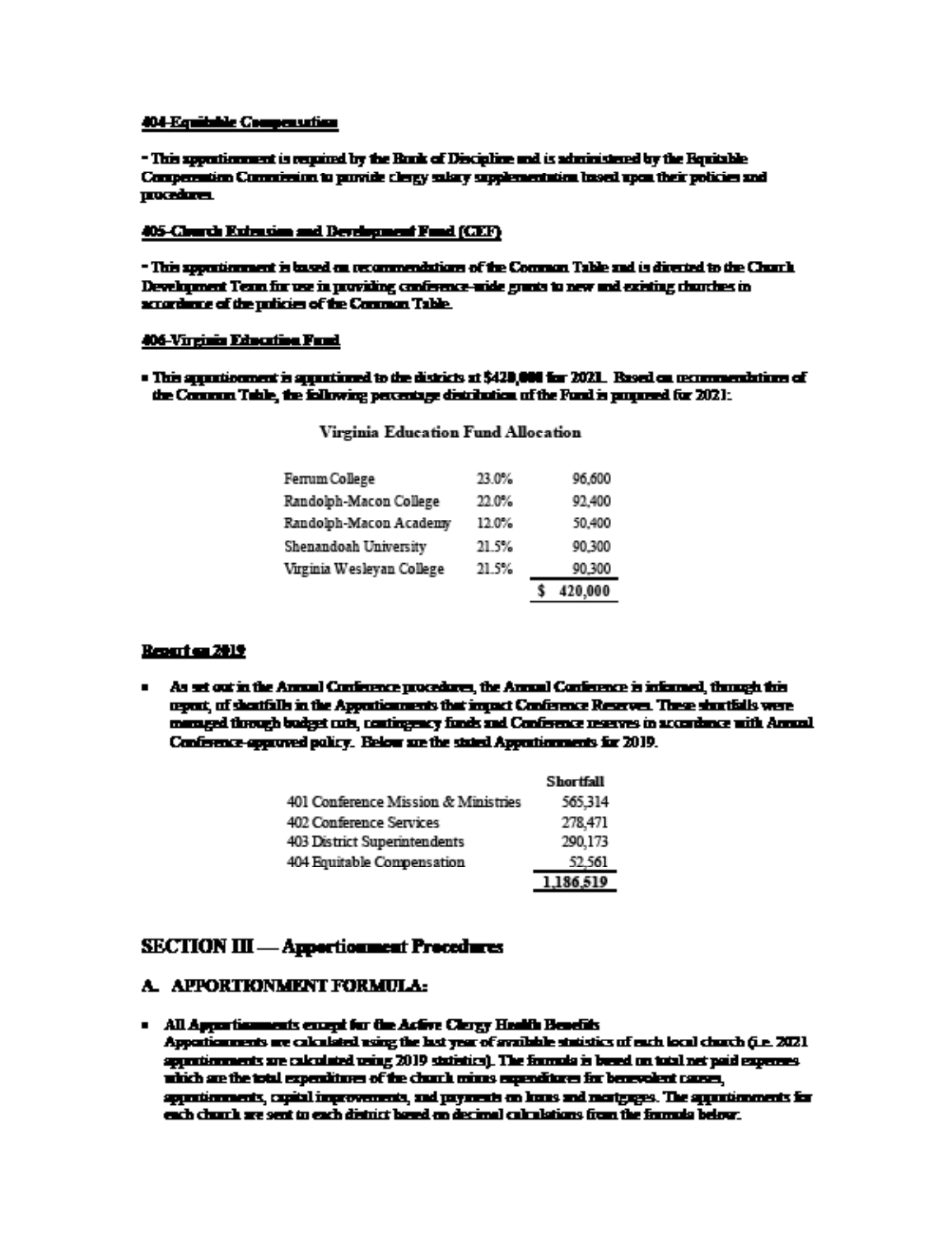**404-Equitable Compensation**

- This apportionment is required by the Book of Discipline and is administered by the Equitable Compensation Commission to provide clergy salary supplementation based upon their policies and procedures.

**405-Church Extension and Development Fund (CEF)**

- This apportionment is based on recommendations of the Common Table and is directed to the Church Development Team for use in providing conference-wide grants to new and existing churches in accordance of the policies of the Common Table.

**406-Virginia Education Fund**

- This apportionment is apportioned to the districts at $420,000 for 2021. Based on recommendations of the Common Table, the following percentage distribution of the Fund is proposed for 2021:

Virginia Education Fund Allocation

| | | |
|---|---|---|
| Ferrum College | 23.0% | 96,600 |
| Randolph-Macon College | 22.0% | 92,400 |
| Randolph-Macon Academy | 12.0% | 50,400 |
| Shenandoah University | 21.5% | 90,300 |
| Virginia Wesleyan College | 21.5% | 90,300 |
| | | $ 420,000 |

**Report on 2019**

- As set out in the Annual Conference procedures, the Annual Conference is informed, through this report, of shortfalls in the Apportionments that impact Conference Reserves. These shortfalls were managed through budget cuts, contingency funds and Conference reserves in accordance with Annual Conference-approved policy. Below are the stated Apportionments for 2019.

| | Shortfall |
|---|---|
| 401 Conference Mission & Ministries | 565,314 |
| 402 Conference Services | 278,471 |
| 403 District Superintendents | 290,173 |
| 404 Equitable Compensation | 52,561 |
| | 1,186,519 |

## SECTION III — Apportionment Procedures

### A. APPORTIONMENT FORMULA:

- **All Apportionments except for the Active Clergy Health Benefits**
  Apportionments are calculated using the last year of available statistics of each local church (i.e. 2021 apportionments are calculated using 2019 statistics). The formula is based on total net paid expenses which are the total expenditures of the church minus expenditures for benevolent causes, apportionments, capital improvements, and payments on loans and mortgages. The apportionments for each church are sent to each district based on decimal calculations from the formula below.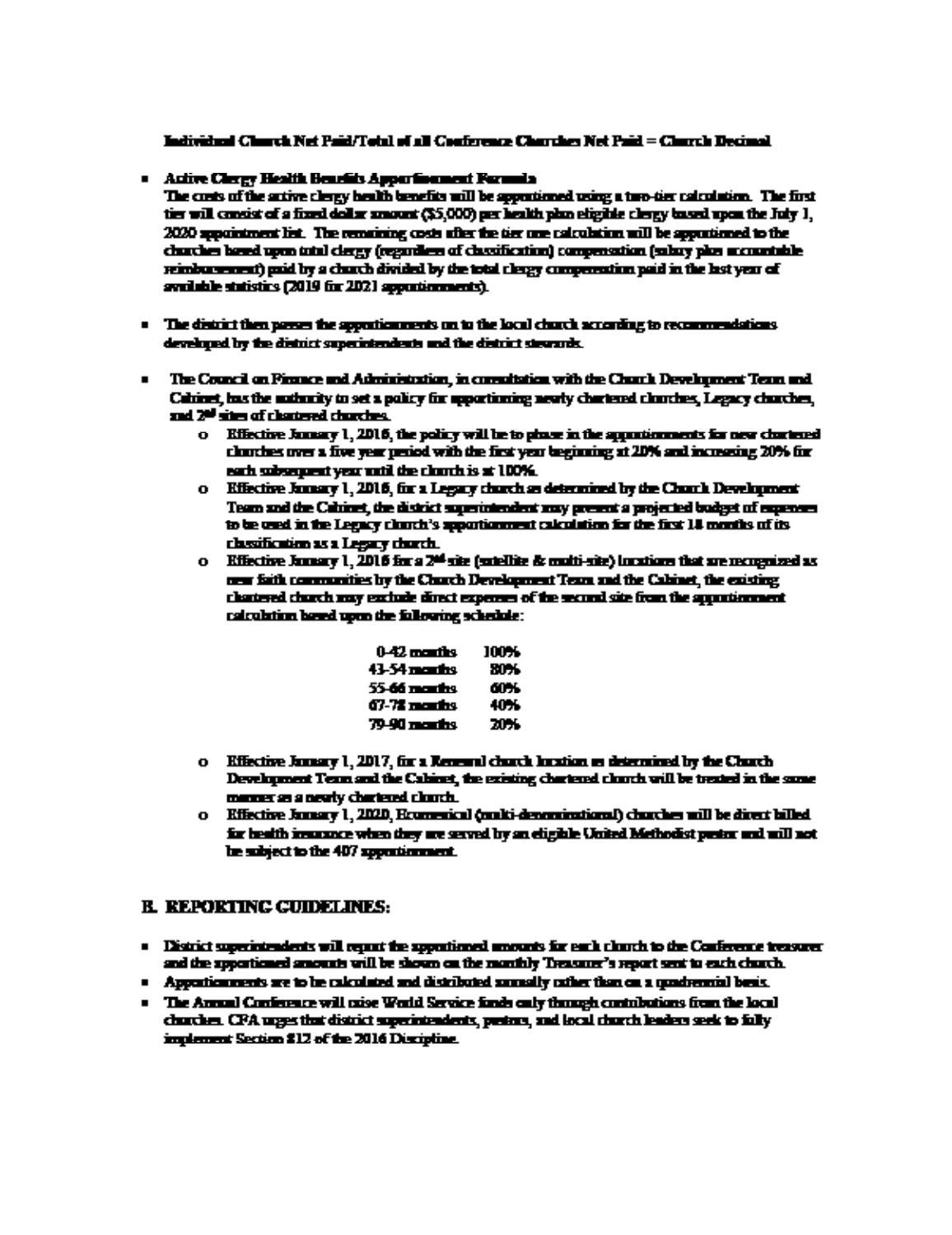**Individual Church Net Paid/Total of all Conference Churches Net Paid = Church Decimal**

- **Active Clergy Health Benefits Apportionment Formula**
  The costs of the active clergy health benefits will be apportioned using a two-tier calculation. The first tier will consist of a fixed dollar amount ($5,000) per health plan eligible clergy based upon the July 1, 2020 appointment list. The remaining costs after the tier one calculation will be apportioned to the churches based upon total clergy (regardless of classification) compensation (salary plus accountable reimbursement) paid by a church divided by the total clergy compensation paid in the last year of available statistics (2019 for 2021 apportionments).

- The district then passes the apportionments on to the local church according to recommendations developed by the district superintendents and the district stewards.

- The Council on Finance and Administration, in consultation with the Church Development Team and Cabinet, has the authority to set a policy for apportioning newly chartered churches, Legacy churches, and 2nd sites of chartered churches.
  - Effective January 1, 2016, the policy will be to phase in the apportionments for new chartered churches over a five year period with the first year beginning at 20% and increasing 20% for each subsequent year until the church is at 100%.
  - Effective January 1, 2016, for a Legacy church as determined by the Church Development Team and the Cabinet, the district superintendent may present a projected budget of expenses to be used in the Legacy church's apportionment calculation for the first 18 months of its classification as a Legacy church.
  - Effective January 1, 2016 for a 2nd site (satellite & multi-site) locations that are recognized as new faith communities by the Church Development Team and the Cabinet, the existing chartered church may exclude direct expenses of the second site from the apportionment calculation based upon the following schedule:

| | |
|---|---|
| 0-42 months | 100% |
| 43-54 months | 80% |
| 55-66 months | 60% |
| 67-78 months | 40% |
| 79-90 months | 20% |

  - Effective January 1, 2017, for a Renewal church location as determined by the Church Development Team and the Cabinet, the existing chartered church will be treated in the same manner as a newly chartered church.
  - Effective January 1, 2020, Ecumenical (multi-denominational) churches will be direct billed for health insurance when they are served by an eligible United Methodist pastor and will not be subject to the 407 apportionment.

## B. REPORTING GUIDELINES:

- District superintendents will report the apportioned amounts for each church to the Conference treasurer and the apportioned amounts will be shown on the monthly Treasurer's report sent to each church.
- Apportionments are to be calculated and distributed annually rather than on a quadrennial basis.
- The Annual Conference will raise World Service funds only through contributions from the local churches. CFA urges that district superintendents, pastors, and local church leaders seek to fully implement Section 812 of the 2016 Discipline.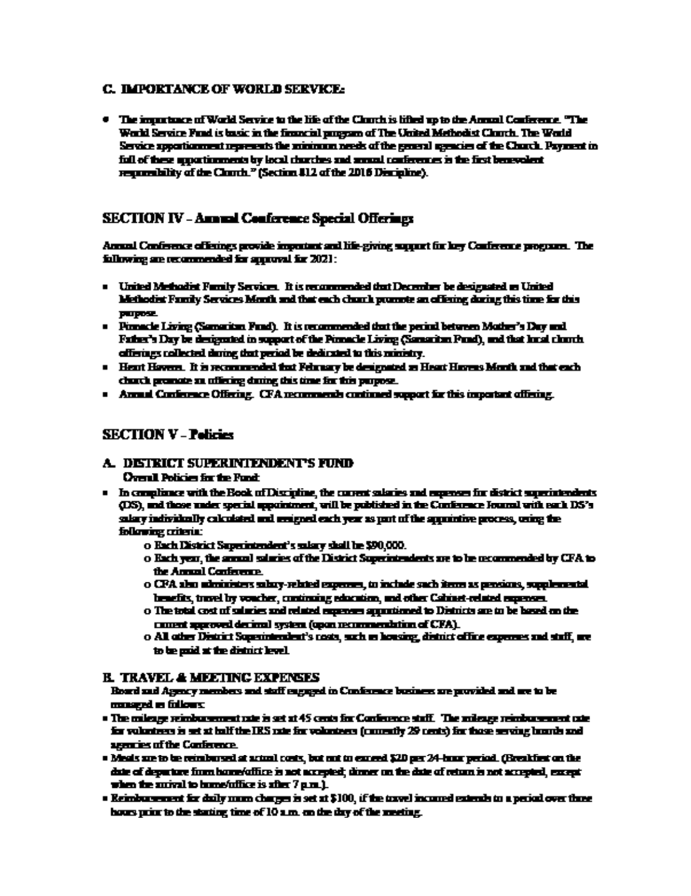### C. IMPORTANCE OF WORLD SERVICE:

- The importance of World Service to the life of the Church is lifted up to the Annual Conference. "The World Service Fund is basic in the financial program of The United Methodist Church. The World Service apportionment represents the minimum needs of the general agencies of the Church. Payment in full of these apportionments by local churches and annual conferences is the first benevolent responsibility of the Church." (Section 812 of the 2016 Discipline).

## SECTION IV - Annual Conference Special Offerings

Annual Conference offerings provide important and life-giving support for key Conference programs. The following are recommended for approval for 2021:

- United Methodist Family Services. It is recommended that December be designated as United Methodist Family Services Month and that each church promote an offering during this time for this purpose.
- Pinnacle Living (Samaritan Fund). It is recommended that the period between Mother's Day and Father's Day be designated in support of the Pinnacle Living (Samaritan Fund), and that local church offerings collected during that period be dedicated to this ministry.
- Heart Havens. It is recommended that February be designated as Heart Havens Month and that each church promote an offering during this time for this purpose.
- Annual Conference Offering. CFA recommends continued support for this important offering.

## SECTION V - Policies

### A. DISTRICT SUPERINTENDENT'S FUND

**Overall Policies for the Fund:**

- In compliance with the Book of Discipline, the current salaries and expenses for district superintendents (DS), and those under special appointment, will be published in the Conference Journal with each DS's salary individually calculated and assigned each year as part of the appointive process, using the following criteria:
  - Each District Superintendent's salary shall be $90,000.
  - Each year, the annual salaries of the District Superintendents are to be recommended by CFA to the Annual Conference.
  - CFA also administers salary-related expenses, to include such items as pensions, supplemental benefits, travel by voucher, continuing education, and other Cabinet-related expenses.
  - The total cost of salaries and related expenses apportioned to Districts are to be based on the current approved decimal system (upon recommendation of CFA).
  - All other District Superintendent's costs, such as housing, district office expenses and staff, are to be paid at the district level.

### B. TRAVEL & MEETING EXPENSES

Board and Agency members and staff engaged in Conference business are provided and are to be managed as follows:

- The mileage reimbursement rate is set at 45 cents for Conference staff. The mileage reimbursement rate for volunteers is set at half the IRS rate for volunteers (currently 29 cents) for those serving boards and agencies of the Conference.
- Meals are to be reimbursed at actual costs, but not to exceed $20 per 24-hour period. (Breakfast on the date of departure from home/office is not accepted; dinner on the date of return is not accepted, except when the arrival to home/office is after 7 p.m.).
- Reimbursement for daily room charges is set at $100, if the travel incurred extends to a period over three hours prior to the starting time of 10 a.m. on the day of the meeting.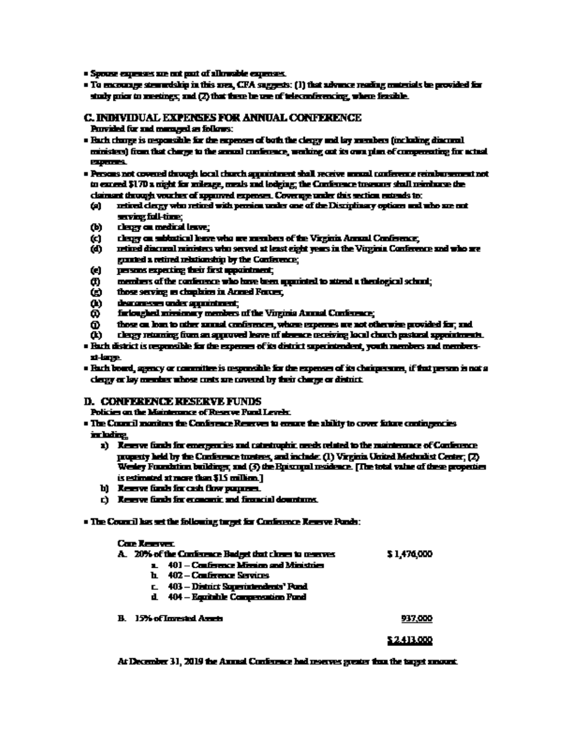- Spouse expenses are not part of allowable expenses.
- To encourage stewardship in this area, CFA suggests: (1) that advance reading materials be provided for study prior to meetings; and (2) that there be use of teleconferencing, where feasible.

## C. INDIVIDUAL EXPENSES FOR ANNUAL CONFERENCE

**Provided for and managed as follows:**

- Each charge is responsible for the expenses of both the clergy and lay members (including diaconal ministers) from that charge to the annual conference, working out its own plan of compensating for actual expenses.
- Persons not covered through local church appointment shall receive annual conference reimbursement not to exceed $170 a night for mileage, meals and lodging; the Conference treasurer shall reimburse the claimant through voucher of approved expenses. Coverage under this section extends to:
  - (a) retired clergy who retired with pension under one of the Disciplinary options and who are not serving full-time;
  - (b) clergy on medical leave;
  - (c) clergy on sabbatical leave who are members of the Virginia Annual Conference;
  - (d) retired diaconal ministers who served at least eight years in the Virginia Conference and who are granted a retired relationship by the Conference;
  - (e) persons expecting their first appointment;
  - (f) members of the conference who have been appointed to attend a theological school;
  - (g) those serving as chaplains in Armed Forces;
  - (h) deaconesses under appointment;
  - (i) furloughed missionary members of the Virginia Annual Conference;
  - (j) those on loan to other annual conferences, whose expenses are not otherwise provided for; and
  - (k) clergy returning from an approved leave of absence receiving local church pastoral appointments.
- Each district is responsible for the expenses of its district superintendent, youth members and members-at-large.
- Each board, agency or committee is responsible for the expenses of its chairpersons, if that person is not a clergy or lay member whose costs are covered by their charge or district.

## D. CONFERENCE RESERVE FUNDS

**Policies on the Maintenance of Reserve Fund Levels.**

- The Council monitors the Conference Reserves to ensure the ability to cover future contingencies including,
  - a) Reserve funds for emergencies and catastrophic needs related to the maintenance of Conference property held by the Conference trustees, and include: (1) Virginia United Methodist Center; (2) Wesley Foundation buildings; and (3) the Episcopal residence. [The total value of these properties is estimated at more than $15 million.]
  - b) Reserve funds for cash flow purposes.
  - c) Reserve funds for economic and financial downturns.

- The Council has set the following target for Conference Reserve Funds:

| Core Reserves | |
|---|---|
| A. 20% of the Conference Budget that closes to reserves | $ 1,476,000 |
| a. 401 – Conference Mission and Ministries | |
| b. 402 – Conference Services | |
| c. 403 – District Superintendents' Fund | |
| d. 404 – Equitable Compensation Fund | |
| B. 15% of Invested Assets | 937,000 |
| | $ 2,413,000 |

At December 31, 2019 the Annual Conference had reserves greater than the target amount.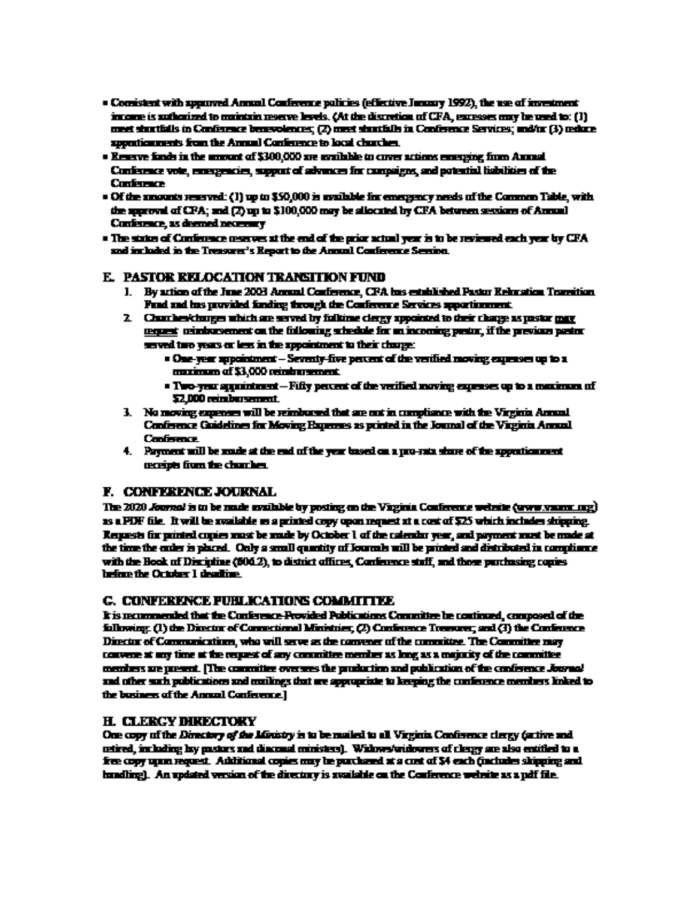- Consistent with approved Annual Conference policies (effective January 1992), the use of investment income is authorized to maintain reserve levels. (At the discretion of CFA, excesses may be used to: (1) meet shortfalls in Conference benevolences; (2) meet shortfalls in Conference Services; and/or (3) reduce apportionments from the Annual Conference to local churches.
- Reserve funds in the amount of $300,000 are available to cover actions emerging from Annual Conference vote, emergencies, support of advances for campaigns, and potential liabilities of the Conference
- Of the amounts reserved: (1) up to $50,000 is available for emergency needs of the Common Table, with the approval of CFA; and (2) up to $100,000 may be allocated by CFA between sessions of Annual Conference, as deemed necessary
- The status of Conference reserves at the end of the prior actual year is to be reviewed each year by CFA and included in the Treasurer's Report to the Annual Conference Session.

## E. PASTOR RELOCATION TRANSITION FUND

1. By action of the June 2003 Annual Conference, CFA has established Pastor Relocation Transition Fund and has provided funding through the Conference Services apportionment.
2. Churches/charges which are served by fulltime clergy appointed to their charge as pastor may request reimbursement on the following schedule for an incoming pastor, if the previous pastor served two years or less in the appointment to their charge:
   - One-year appointment – Seventy-five percent of the verified moving expenses up to a maximum of $3,000 reimbursement.
   - Two-year appointment – Fifty percent of the verified moving expenses up to a maximum of $2,000 reimbursement.
3. No moving expenses will be reimbursed that are not in compliance with the Virginia Annual Conference Guidelines for Moving Expenses as printed in the Journal of the Virginia Annual Conference.
4. Payment will be made at the end of the year based on a pro-rata share of the apportionment receipts from the churches.

## F. CONFERENCE JOURNAL

The 2020 *Journal* is to be made available by posting on the Virginia Conference website (www.vaumc.org) as a PDF file. It will be available as a printed copy upon request at a cost of $25 which includes shipping. Requests for printed copies must be made by October 1 of the calendar year, and payment must be made at the time the order is placed. Only a small quantity of Journals will be printed and distributed in compliance with the Book of Discipline (606.2), to district offices, Conference staff, and those purchasing copies before the October 1 deadline.

## G. CONFERENCE PUBLICATIONS COMMITTEE

It is recommended that the Conference-Provided Publications Committee be continued, composed of the following: (1) the Director of Connectional Ministries; (2) Conference Treasurer; and (3) the Conference Director of Communications, who will serve as the convener of the committee. The Committee may convene at any time at the request of any committee member as long as a majority of the committee members are present. [The committee oversees the production and publication of the conference *Journal* and other such publications and mailings that are appropriate to keeping the conference members linked to the business of the Annual Conference.]

## H. CLERGY DIRECTORY

One copy of the *Directory of the Ministry* is to be mailed to all Virginia Conference clergy (active and retired, including lay pastors and diaconal ministers). Widows/widowers of clergy are also entitled to a free copy upon request. Additional copies may be purchased at a cost of $4 each (includes shipping and handling). An updated version of the directory is available on the Conference website as a pdf file.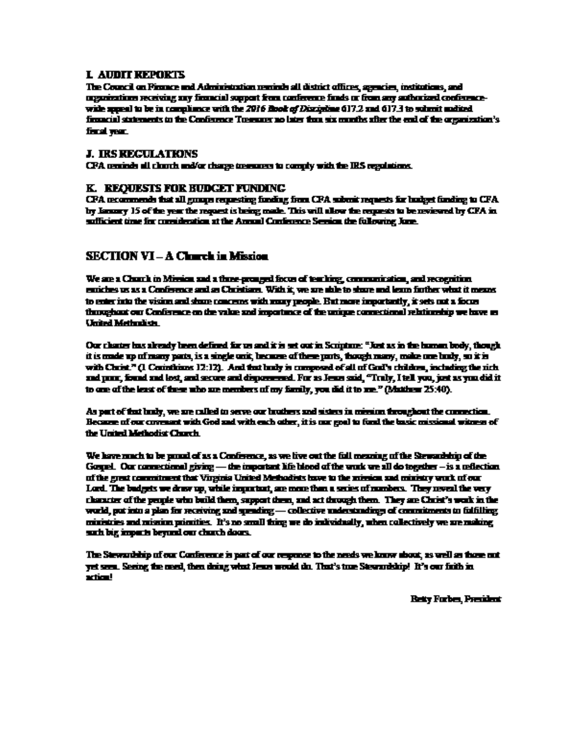### I. AUDIT REPORTS

The Council on Finance and Administration reminds all district offices, agencies, institutions, and organizations receiving any financial support from conference funds or from any authorized conference-wide appeal to be in compliance with the *2016 Book of Discipline* 617.2 and 617.3 to submit audited financial statements to the Conference Treasurer no later than six months after the end of the organization's fiscal year.

### J. IRS REGULATIONS

CFA reminds all church and/or charge treasurers to comply with the IRS regulations.

### K. REQUESTS FOR BUDGET FUNDING

CFA recommends that all groups requesting funding from CFA submit requests for budget funding to CFA by January 15 of the year the request is being made. This will allow the requests to be reviewed by CFA in sufficient time for consideration at the Annual Conference Session the following June.

## SECTION VI – A Church in Mission

We are a Church in Mission and a three-pronged focus of teaching, communication, and recognition enriches us as a Conference and as Christians. With it, we are able to share and learn further what it means to enter into the vision and share concerns with many people. But more importantly, it sets out a focus throughout our Conference on the value and importance of the unique connectional relationship we have as United Methodists.

Our charter has already been defined for us and it is set out in Scripture: "Just as in the human body, though it is made up of many parts, is a single unit, because of these parts, though many, make one body, so it is with Christ." (1 Corinthians 12:12). And that body is composed of all of God's children, including the rich and poor, found and lost, and secure and dispossessed. For as Jesus said, "Truly, I tell you, just as you did it to one of the least of these who are members of my family, you did it to me." (Matthew 25:40).

As part of that body, we are called to serve our brothers and sisters in mission throughout the connection. Because of our covenant with God and with each other, it is our goal to fund the basic missional witness of the United Methodist Church.

We have much to be proud of as a Conference, as we live out the full meaning of the Stewardship of the Gospel. Our connectional giving — the important life blood of the work we all do together – is a reflection of the great commitment that Virginia United Methodists have to the mission and ministry work of our Lord. The budgets we draw up, while important, are more than a series of numbers. They reveal the very character of the people who build them, support them, and act through them. They are Christ's work in the world, put into a plan for receiving and spending — collective understandings of commitments to fulfilling ministries and mission priorities. It's no small thing we do individually, when collectively we are making such big impacts beyond our church doors.

The Stewardship of our Conference is part of our response to the needs we know about, as well as those not yet seen. Seeing the need, then doing what Jesus would do. That's true Stewardship! It's our faith in action!

Betty Forbes, President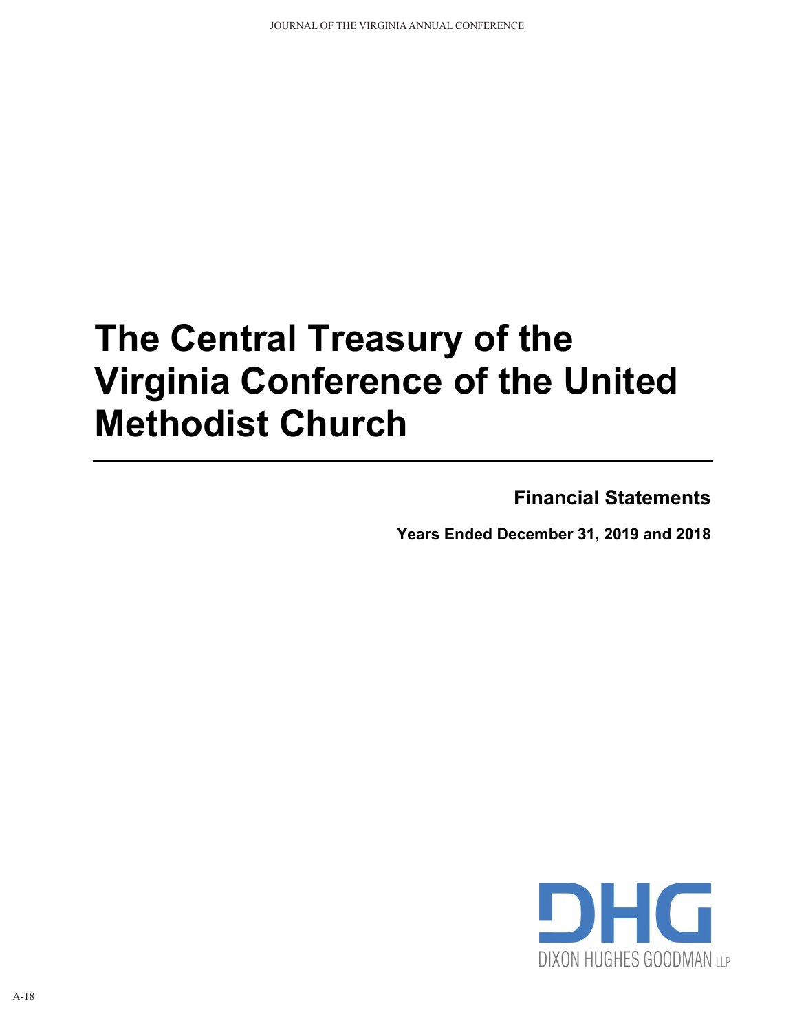# The Central Treasury of the Virginia Conference of the United Methodist Church

## Financial Statements

**Years Ended December 31, 2019 and 2018**

DHG

DIXON HUGHES GOODMAN LLP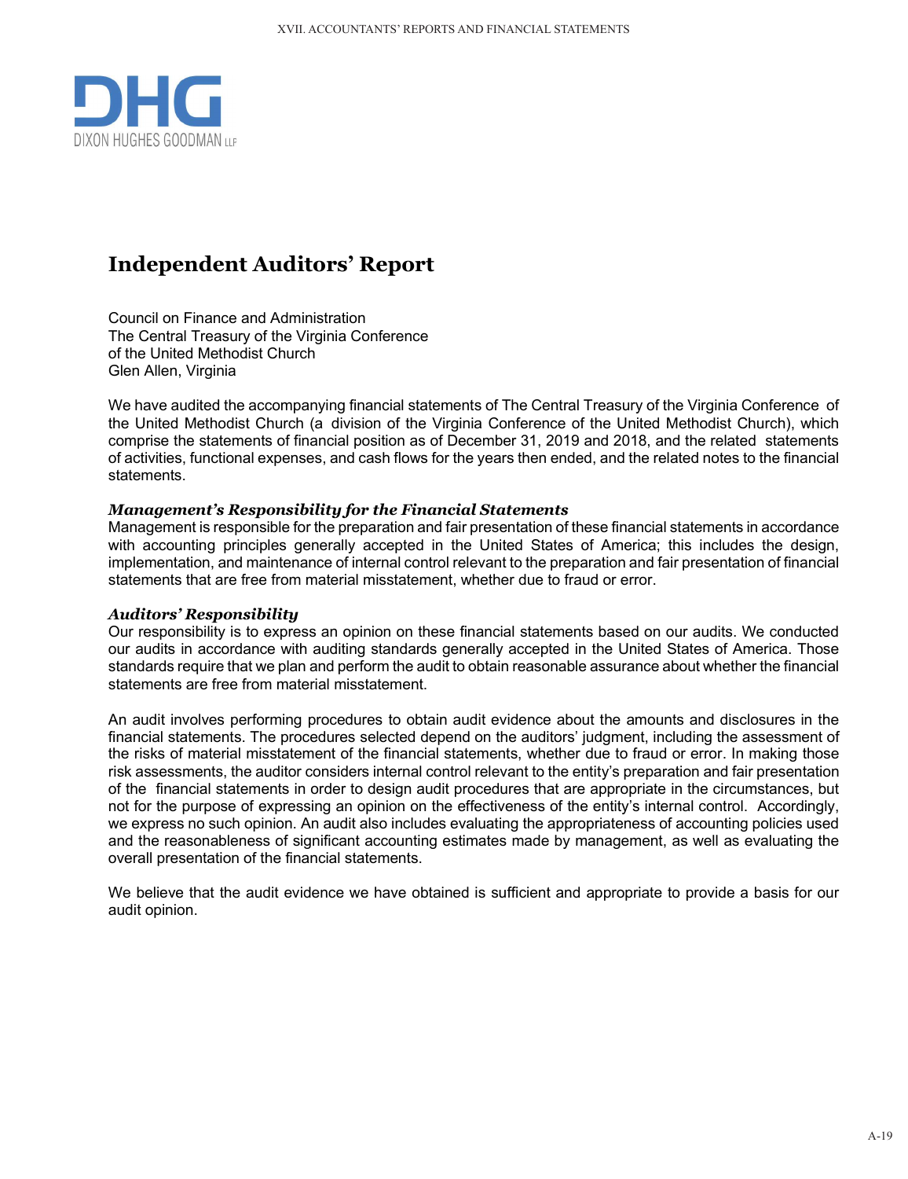DHG

DIXON HUGHES GOODMAN LLP

# Independent Auditors' Report

Council on Finance and Administration
The Central Treasury of the Virginia Conference
of the United Methodist Church
Glen Allen, Virginia

We have audited the accompanying financial statements of The Central Treasury of the Virginia Conference of the United Methodist Church (a division of the Virginia Conference of the United Methodist Church), which comprise the statements of financial position as of December 31, 2019 and 2018, and the related statements of activities, functional expenses, and cash flows for the years then ended, and the related notes to the financial statements.

***Management's Responsibility for the Financial Statements***
Management is responsible for the preparation and fair presentation of these financial statements in accordance with accounting principles generally accepted in the United States of America; this includes the design, implementation, and maintenance of internal control relevant to the preparation and fair presentation of financial statements that are free from material misstatement, whether due to fraud or error.

***Auditors' Responsibility***
Our responsibility is to express an opinion on these financial statements based on our audits. We conducted our audits in accordance with auditing standards generally accepted in the United States of America. Those standards require that we plan and perform the audit to obtain reasonable assurance about whether the financial statements are free from material misstatement.

An audit involves performing procedures to obtain audit evidence about the amounts and disclosures in the financial statements. The procedures selected depend on the auditors' judgment, including the assessment of the risks of material misstatement of the financial statements, whether due to fraud or error. In making those risk assessments, the auditor considers internal control relevant to the entity's preparation and fair presentation of the financial statements in order to design audit procedures that are appropriate in the circumstances, but not for the purpose of expressing an opinion on the effectiveness of the entity's internal control. Accordingly, we express no such opinion. An audit also includes evaluating the appropriateness of accounting policies used and the reasonableness of significant accounting estimates made by management, as well as evaluating the overall presentation of the financial statements.

We believe that the audit evidence we have obtained is sufficient and appropriate to provide a basis for our audit opinion.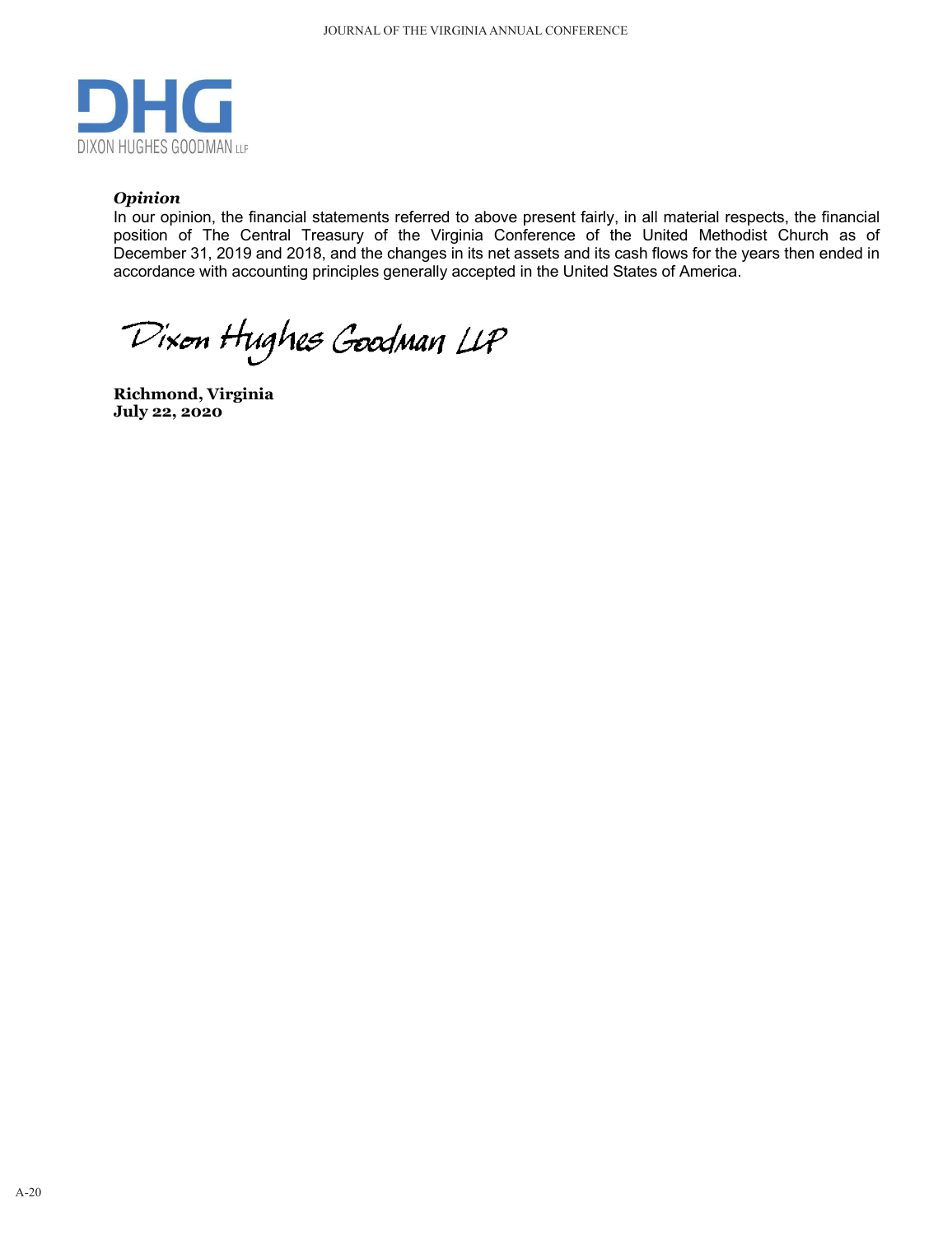DHG

DIXON HUGHES GOODMAN LLP

***Opinion***

In our opinion, the financial statements referred to above present fairly, in all material respects, the financial position of The Central Treasury of the Virginia Conference of the United Methodist Church as of December 31, 2019 and 2018, and the changes in its net assets and its cash flows for the years then ended in accordance with accounting principles generally accepted in the United States of America.

Dixon Hughes Goodman LLP

**Richmond, Virginia**
**July 22, 2020**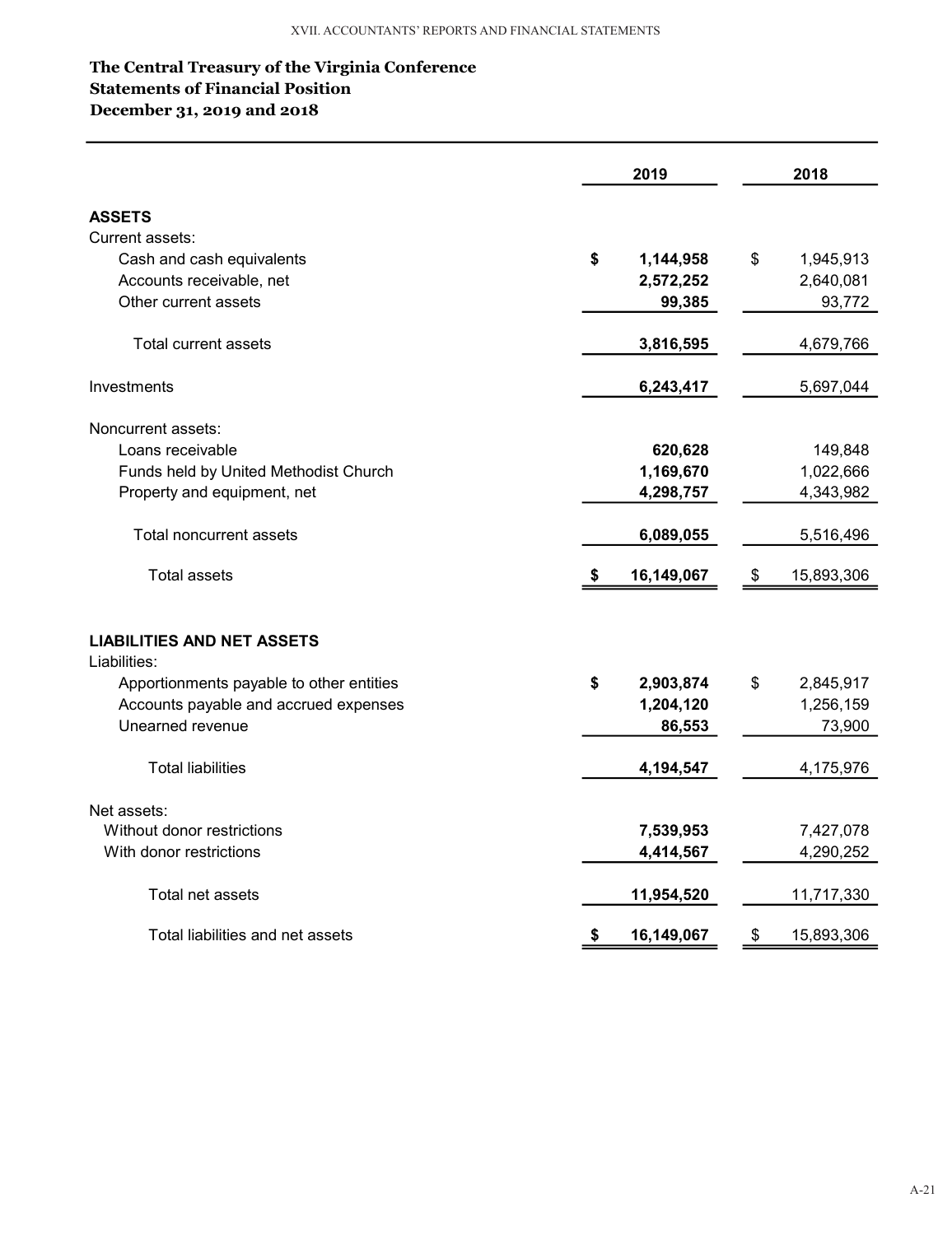## The Central Treasury of the Virginia Conference
## Statements of Financial Position
## December 31, 2019 and 2018

| | 2019 | 2018 |
|---|---|---|
| **ASSETS** | | |
| Current assets: | | |
| Cash and cash equivalents | **$ 1,144,958** | $ 1,945,913 |
| Accounts receivable, net | **2,572,252** | 2,640,081 |
| Other current assets | **99,385** | 93,772 |
| Total current assets | **3,816,595** | 4,679,766 |
| Investments | **6,243,417** | 5,697,044 |
| Noncurrent assets: | | |
| Loans receivable | **620,628** | 149,848 |
| Funds held by United Methodist Church | **1,169,670** | 1,022,666 |
| Property and equipment, net | **4,298,757** | 4,343,982 |
| Total noncurrent assets | **6,089,055** | 5,516,496 |
| Total assets | **$ 16,149,067** | $ 15,893,306 |
| **LIABILITIES AND NET ASSETS** | | |
| Liabilities: | | |
| Apportionments payable to other entities | **$ 2,903,874** | $ 2,845,917 |
| Accounts payable and accrued expenses | **1,204,120** | 1,256,159 |
| Unearned revenue | **86,553** | 73,900 |
| Total liabilities | **4,194,547** | 4,175,976 |
| Net assets: | | |
| Without donor restrictions | **7,539,953** | 7,427,078 |
| With donor restrictions | **4,414,567** | 4,290,252 |
| Total net assets | **11,954,520** | 11,717,330 |
| Total liabilities and net assets | **$ 16,149,067** | $ 15,893,306 |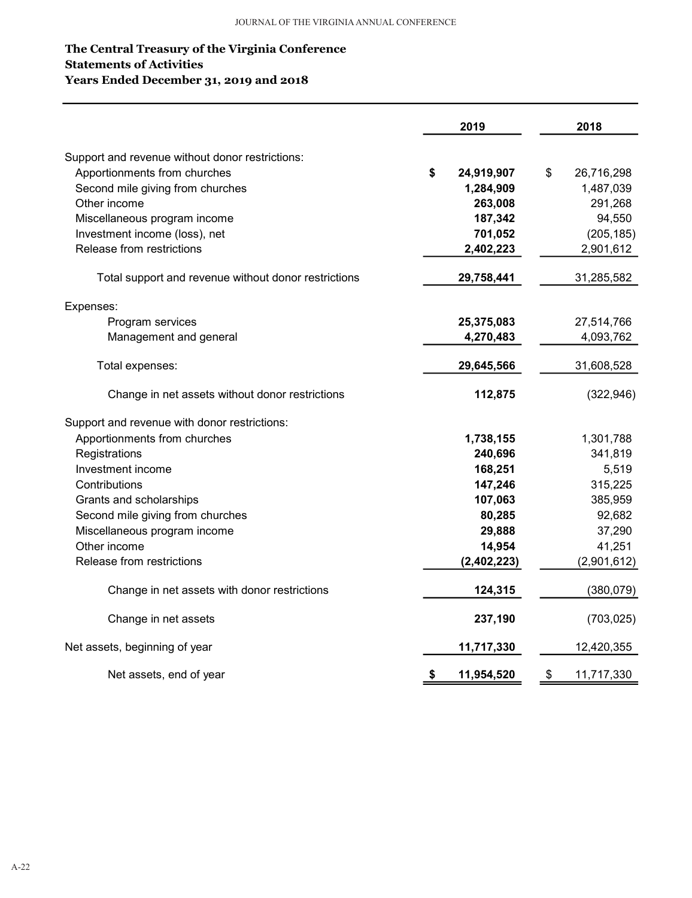**The Central Treasury of the Virginia Conference**
**Statements of Activities**
**Years Ended December 31, 2019 and 2018**

| | 2019 | 2018 |
|---|---|---|
| Support and revenue without donor restrictions: | | |
| Apportionments from churches | $ 24,919,907 | $ 26,716,298 |
| Second mile giving from churches | 1,284,909 | 1,487,039 |
| Other income | 263,008 | 291,268 |
| Miscellaneous program income | 187,342 | 94,550 |
| Investment income (loss), net | 701,052 | (205,185) |
| Release from restrictions | 2,402,223 | 2,901,612 |
| Total support and revenue without donor restrictions | 29,758,441 | 31,285,582 |
| Expenses: | | |
| Program services | 25,375,083 | 27,514,766 |
| Management and general | 4,270,483 | 4,093,762 |
| Total expenses: | 29,645,566 | 31,608,528 |
| Change in net assets without donor restrictions | 112,875 | (322,946) |
| Support and revenue with donor restrictions: | | |
| Apportionments from churches | 1,738,155 | 1,301,788 |
| Registrations | 240,696 | 341,819 |
| Investment income | 168,251 | 5,519 |
| Contributions | 147,246 | 315,225 |
| Grants and scholarships | 107,063 | 385,959 |
| Second mile giving from churches | 80,285 | 92,682 |
| Miscellaneous program income | 29,888 | 37,290 |
| Other income | 14,954 | 41,251 |
| Release from restrictions | (2,402,223) | (2,901,612) |
| Change in net assets with donor restrictions | 124,315 | (380,079) |
| Change in net assets | 237,190 | (703,025) |
| Net assets, beginning of year | 11,717,330 | 12,420,355 |
| Net assets, end of year | $ 11,954,520 | $ 11,717,330 |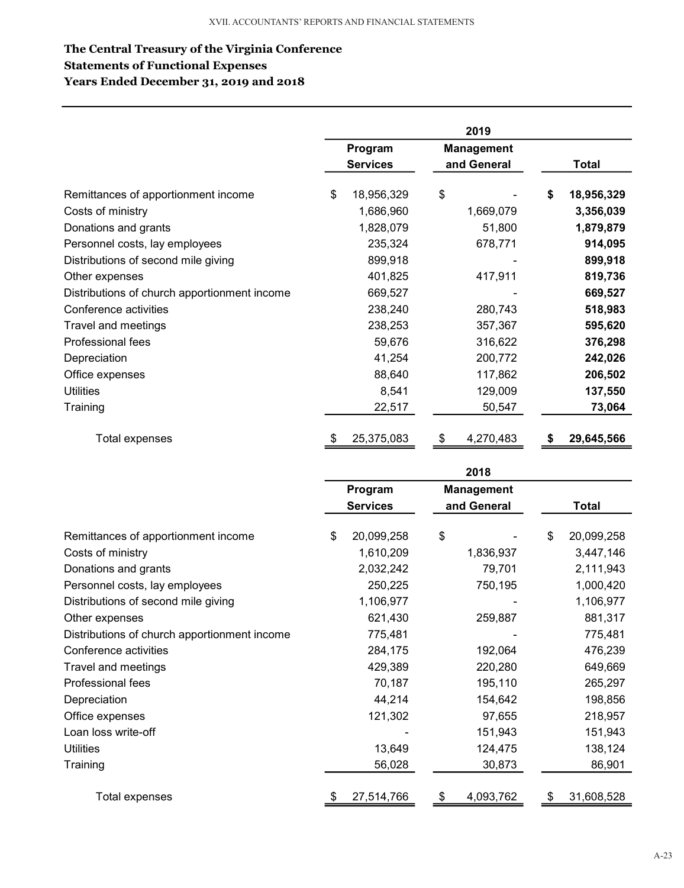# The Central Treasury of the Virginia Conference
## Statements of Functional Expenses
## Years Ended December 31, 2019 and 2018

| | 2019 | | |
|---|---|---|---|
| | Program Services | Management and General | Total |
| Remittances of apportionment income | $ 18,956,329 | $ - | **$ 18,956,329** |
| Costs of ministry | 1,686,960 | 1,669,079 | **3,356,039** |
| Donations and grants | 1,828,079 | 51,800 | **1,879,879** |
| Personnel costs, lay employees | 235,324 | 678,771 | **914,095** |
| Distributions of second mile giving | 899,918 | - | **899,918** |
| Other expenses | 401,825 | 417,911 | **819,736** |
| Distributions of church apportionment income | 669,527 | - | **669,527** |
| Conference activities | 238,240 | 280,743 | **518,983** |
| Travel and meetings | 238,253 | 357,367 | **595,620** |
| Professional fees | 59,676 | 316,622 | **376,298** |
| Depreciation | 41,254 | 200,772 | **242,026** |
| Office expenses | 88,640 | 117,862 | **206,502** |
| Utilities | 8,541 | 129,009 | **137,550** |
| Training | 22,517 | 50,547 | **73,064** |
| Total expenses | $ 25,375,083 | $ 4,270,483 | **$ 29,645,566** |

| | 2018 | | |
|---|---|---|---|
| | Program Services | Management and General | Total |
| Remittances of apportionment income | $ 20,099,258 | $ - | $ 20,099,258 |
| Costs of ministry | 1,610,209 | 1,836,937 | 3,447,146 |
| Donations and grants | 2,032,242 | 79,701 | 2,111,943 |
| Personnel costs, lay employees | 250,225 | 750,195 | 1,000,420 |
| Distributions of second mile giving | 1,106,977 | - | 1,106,977 |
| Other expenses | 621,430 | 259,887 | 881,317 |
| Distributions of church apportionment income | 775,481 | - | 775,481 |
| Conference activities | 284,175 | 192,064 | 476,239 |
| Travel and meetings | 429,389 | 220,280 | 649,669 |
| Professional fees | 70,187 | 195,110 | 265,297 |
| Depreciation | 44,214 | 154,642 | 198,856 |
| Office expenses | 121,302 | 97,655 | 218,957 |
| Loan loss write-off | - | 151,943 | 151,943 |
| Utilities | 13,649 | 124,475 | 138,124 |
| Training | 56,028 | 30,873 | 86,901 |
| Total expenses | $ 27,514,766 | $ 4,093,762 | $ 31,608,528 |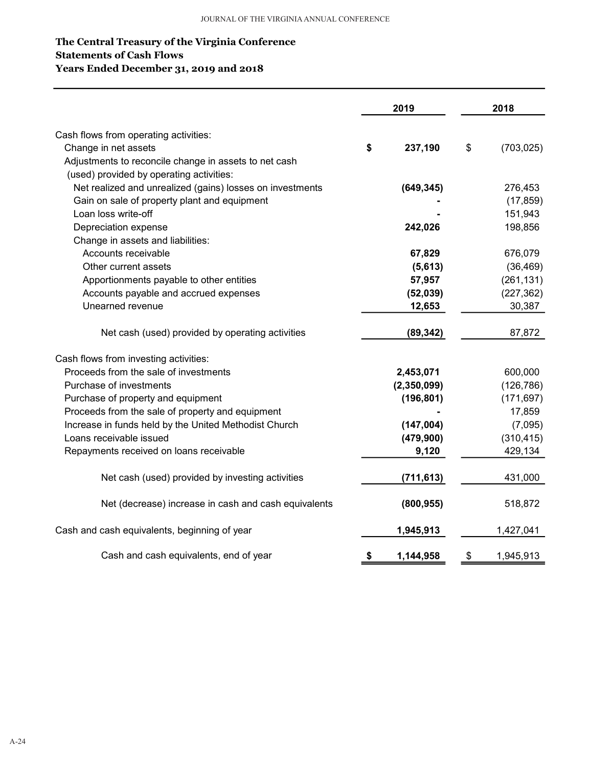# The Central Treasury of the Virginia Conference
## Statements of Cash Flows
## Years Ended December 31, 2019 and 2018

| | 2019 | 2018 |
|---|---|---|
| Cash flows from operating activities: | | |
| Change in net assets | $ 237,190 | $ (703,025) |
| Adjustments to reconcile change in assets to net cash (used) provided by operating activities: | | |
| Net realized and unrealized (gains) losses on investments | (649,345) | 276,453 |
| Gain on sale of property plant and equipment | - | (17,859) |
| Loan loss write-off | - | 151,943 |
| Depreciation expense | 242,026 | 198,856 |
| Change in assets and liabilities: | | |
| Accounts receivable | 67,829 | 676,079 |
| Other current assets | (5,613) | (36,469) |
| Apportionments payable to other entities | 57,957 | (261,131) |
| Accounts payable and accrued expenses | (52,039) | (227,362) |
| Unearned revenue | 12,653 | 30,387 |
| Net cash (used) provided by operating activities | (89,342) | 87,872 |
| Cash flows from investing activities: | | |
| Proceeds from the sale of investments | 2,453,071 | 600,000 |
| Purchase of investments | (2,350,099) | (126,786) |
| Purchase of property and equipment | (196,801) | (171,697) |
| Proceeds from the sale of property and equipment | - | 17,859 |
| Increase in funds held by the United Methodist Church | (147,004) | (7,095) |
| Loans receivable issued | (479,900) | (310,415) |
| Repayments received on loans receivable | 9,120 | 429,134 |
| Net cash (used) provided by investing activities | (711,613) | 431,000 |
| Net (decrease) increase in cash and cash equivalents | (800,955) | 518,872 |
| Cash and cash equivalents, beginning of year | 1,945,913 | 1,427,041 |
| Cash and cash equivalents, end of year | $ 1,144,958 | $ 1,945,913 |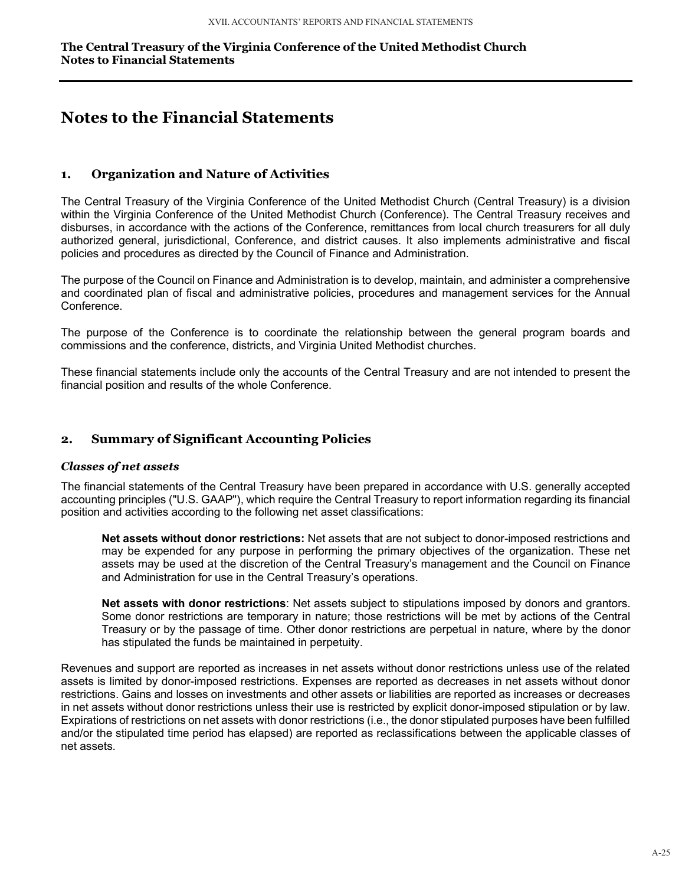# Notes to the Financial Statements

## 1. Organization and Nature of Activities

The Central Treasury of the Virginia Conference of the United Methodist Church (Central Treasury) is a division within the Virginia Conference of the United Methodist Church (Conference). The Central Treasury receives and disburses, in accordance with the actions of the Conference, remittances from local church treasurers for all duly authorized general, jurisdictional, Conference, and district causes. It also implements administrative and fiscal policies and procedures as directed by the Council of Finance and Administration.

The purpose of the Council on Finance and Administration is to develop, maintain, and administer a comprehensive and coordinated plan of fiscal and administrative policies, procedures and management services for the Annual Conference.

The purpose of the Conference is to coordinate the relationship between the general program boards and commissions and the conference, districts, and Virginia United Methodist churches.

These financial statements include only the accounts of the Central Treasury and are not intended to present the financial position and results of the whole Conference.

## 2. Summary of Significant Accounting Policies

### *Classes of net assets*

The financial statements of the Central Treasury have been prepared in accordance with U.S. generally accepted accounting principles ("U.S. GAAP"), which require the Central Treasury to report information regarding its financial position and activities according to the following net asset classifications:

> **Net assets without donor restrictions:** Net assets that are not subject to donor-imposed restrictions and may be expended for any purpose in performing the primary objectives of the organization. These net assets may be used at the discretion of the Central Treasury's management and the Council on Finance and Administration for use in the Central Treasury's operations.
>
> **Net assets with donor restrictions**: Net assets subject to stipulations imposed by donors and grantors. Some donor restrictions are temporary in nature; those restrictions will be met by actions of the Central Treasury or by the passage of time. Other donor restrictions are perpetual in nature, where by the donor has stipulated the funds be maintained in perpetuity.

Revenues and support are reported as increases in net assets without donor restrictions unless use of the related assets is limited by donor-imposed restrictions. Expenses are reported as decreases in net assets without donor restrictions. Gains and losses on investments and other assets or liabilities are reported as increases or decreases in net assets without donor restrictions unless their use is restricted by explicit donor-imposed stipulation or by law. Expirations of restrictions on net assets with donor restrictions (i.e., the donor stipulated purposes have been fulfilled and/or the stipulated time period has elapsed) are reported as reclassifications between the applicable classes of net assets.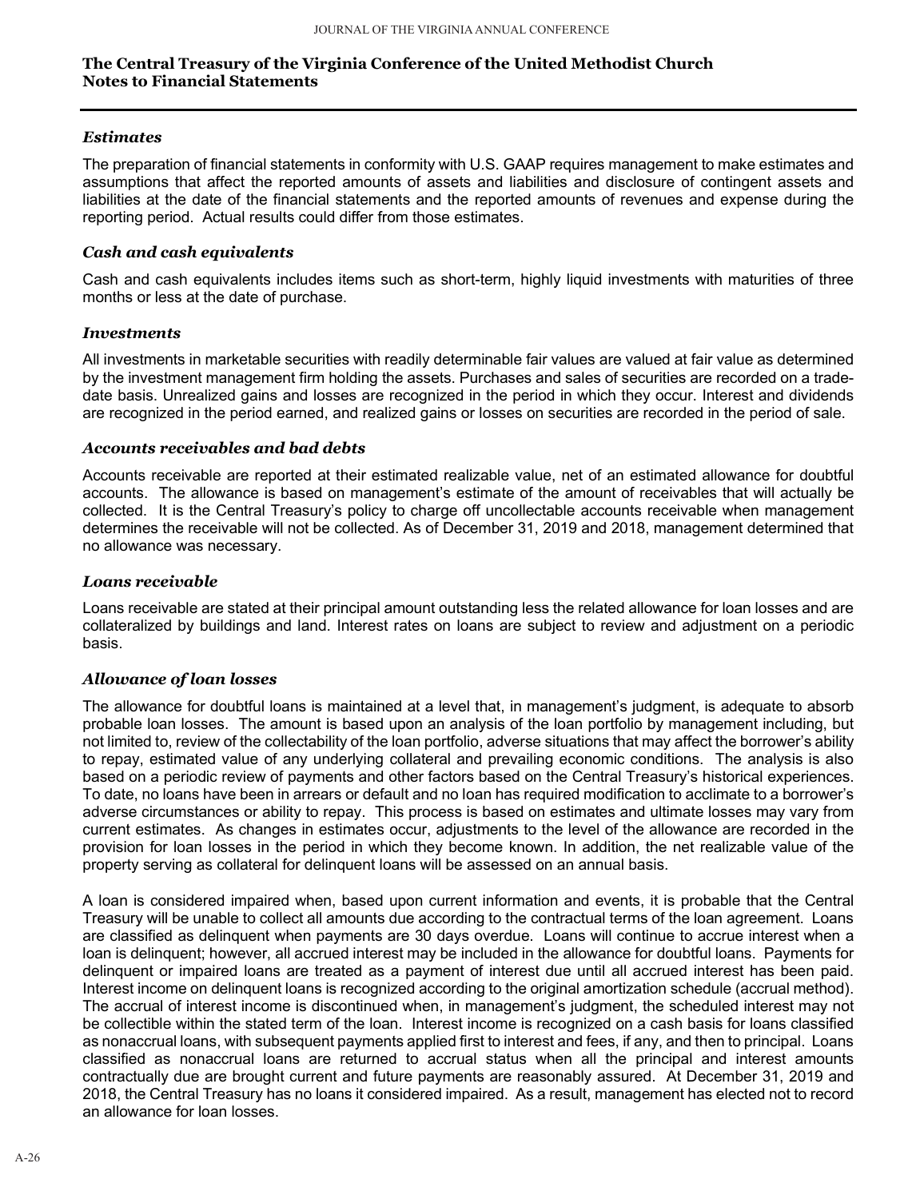**The Central Treasury of the Virginia Conference of the United Methodist Church**
**Notes to Financial Statements**

### *Estimates*

The preparation of financial statements in conformity with U.S. GAAP requires management to make estimates and assumptions that affect the reported amounts of assets and liabilities and disclosure of contingent assets and liabilities at the date of the financial statements and the reported amounts of revenues and expense during the reporting period. Actual results could differ from those estimates.

### *Cash and cash equivalents*

Cash and cash equivalents includes items such as short-term, highly liquid investments with maturities of three months or less at the date of purchase.

### *Investments*

All investments in marketable securities with readily determinable fair values are valued at fair value as determined by the investment management firm holding the assets. Purchases and sales of securities are recorded on a trade-date basis. Unrealized gains and losses are recognized in the period in which they occur. Interest and dividends are recognized in the period earned, and realized gains or losses on securities are recorded in the period of sale.

### *Accounts receivables and bad debts*

Accounts receivable are reported at their estimated realizable value, net of an estimated allowance for doubtful accounts. The allowance is based on management's estimate of the amount of receivables that will actually be collected. It is the Central Treasury's policy to charge off uncollectable accounts receivable when management determines the receivable will not be collected. As of December 31, 2019 and 2018, management determined that no allowance was necessary.

### *Loans receivable*

Loans receivable are stated at their principal amount outstanding less the related allowance for loan losses and are collateralized by buildings and land. Interest rates on loans are subject to review and adjustment on a periodic basis.

### *Allowance of loan losses*

The allowance for doubtful loans is maintained at a level that, in management's judgment, is adequate to absorb probable loan losses. The amount is based upon an analysis of the loan portfolio by management including, but not limited to, review of the collectability of the loan portfolio, adverse situations that may affect the borrower's ability to repay, estimated value of any underlying collateral and prevailing economic conditions. The analysis is also based on a periodic review of payments and other factors based on the Central Treasury's historical experiences. To date, no loans have been in arrears or default and no loan has required modification to acclimate to a borrower's adverse circumstances or ability to repay. This process is based on estimates and ultimate losses may vary from current estimates. As changes in estimates occur, adjustments to the level of the allowance are recorded in the provision for loan losses in the period in which they become known. In addition, the net realizable value of the property serving as collateral for delinquent loans will be assessed on an annual basis.

A loan is considered impaired when, based upon current information and events, it is probable that the Central Treasury will be unable to collect all amounts due according to the contractual terms of the loan agreement. Loans are classified as delinquent when payments are 30 days overdue. Loans will continue to accrue interest when a loan is delinquent; however, all accrued interest may be included in the allowance for doubtful loans. Payments for delinquent or impaired loans are treated as a payment of interest due until all accrued interest has been paid. Interest income on delinquent loans is recognized according to the original amortization schedule (accrual method). The accrual of interest income is discontinued when, in management's judgment, the scheduled interest may not be collectible within the stated term of the loan. Interest income is recognized on a cash basis for loans classified as nonaccrual loans, with subsequent payments applied first to interest and fees, if any, and then to principal. Loans classified as nonaccrual loans are returned to accrual status when all the principal and interest amounts contractually due are brought current and future payments are reasonably assured. At December 31, 2019 and 2018, the Central Treasury has no loans it considered impaired. As a result, management has elected not to record an allowance for loan losses.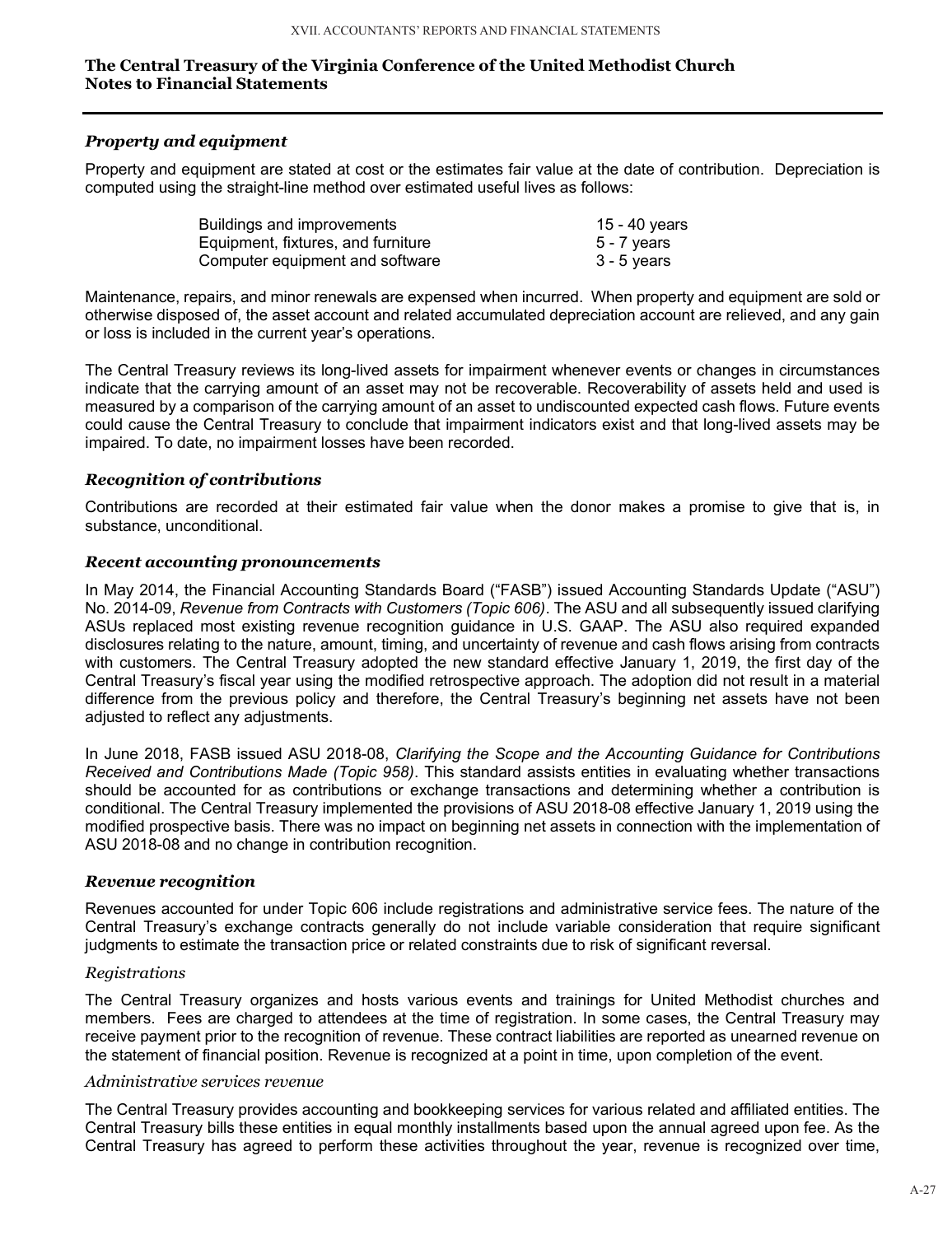### Property and equipment

Property and equipment are stated at cost or the estimates fair value at the date of contribution. Depreciation is computed using the straight-line method over estimated useful lives as follows:

| | |
|---|---|
| Buildings and improvements | 15 - 40 years |
| Equipment, fixtures, and furniture | 5 - 7 years |
| Computer equipment and software | 3 - 5 years |

Maintenance, repairs, and minor renewals are expensed when incurred. When property and equipment are sold or otherwise disposed of, the asset account and related accumulated depreciation account are relieved, and any gain or loss is included in the current year's operations.

The Central Treasury reviews its long-lived assets for impairment whenever events or changes in circumstances indicate that the carrying amount of an asset may not be recoverable. Recoverability of assets held and used is measured by a comparison of the carrying amount of an asset to undiscounted expected cash flows. Future events could cause the Central Treasury to conclude that impairment indicators exist and that long-lived assets may be impaired. To date, no impairment losses have been recorded.

### Recognition of contributions

Contributions are recorded at their estimated fair value when the donor makes a promise to give that is, in substance, unconditional.

### Recent accounting pronouncements

In May 2014, the Financial Accounting Standards Board ("FASB") issued Accounting Standards Update ("ASU") No. 2014-09, *Revenue from Contracts with Customers (Topic 606)*. The ASU and all subsequently issued clarifying ASUs replaced most existing revenue recognition guidance in U.S. GAAP. The ASU also required expanded disclosures relating to the nature, amount, timing, and uncertainty of revenue and cash flows arising from contracts with customers. The Central Treasury adopted the new standard effective January 1, 2019, the first day of the Central Treasury's fiscal year using the modified retrospective approach. The adoption did not result in a material difference from the previous policy and therefore, the Central Treasury's beginning net assets have not been adjusted to reflect any adjustments.

In June 2018, FASB issued ASU 2018-08, *Clarifying the Scope and the Accounting Guidance for Contributions Received and Contributions Made (Topic 958)*. This standard assists entities in evaluating whether transactions should be accounted for as contributions or exchange transactions and determining whether a contribution is conditional. The Central Treasury implemented the provisions of ASU 2018-08 effective January 1, 2019 using the modified prospective basis. There was no impact on beginning net assets in connection with the implementation of ASU 2018-08 and no change in contribution recognition.

### Revenue recognition

Revenues accounted for under Topic 606 include registrations and administrative service fees. The nature of the Central Treasury's exchange contracts generally do not include variable consideration that require significant judgments to estimate the transaction price or related constraints due to risk of significant reversal.

#### *Registrations*

The Central Treasury organizes and hosts various events and trainings for United Methodist churches and members. Fees are charged to attendees at the time of registration. In some cases, the Central Treasury may receive payment prior to the recognition of revenue. These contract liabilities are reported as unearned revenue on the statement of financial position. Revenue is recognized at a point in time, upon completion of the event.

#### *Administrative services revenue*

The Central Treasury provides accounting and bookkeeping services for various related and affiliated entities. The Central Treasury bills these entities in equal monthly installments based upon the annual agreed upon fee. As the Central Treasury has agreed to perform these activities throughout the year, revenue is recognized over time,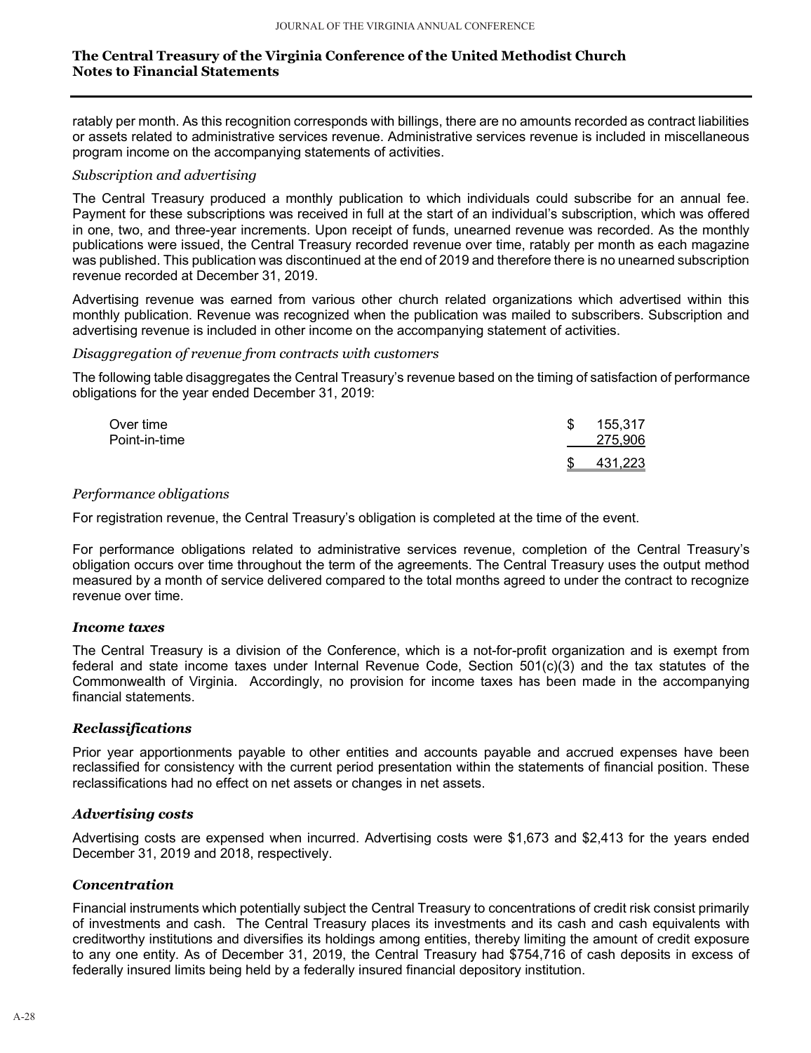## The Central Treasury of the Virginia Conference of the United Methodist Church
## Notes to Financial Statements

ratably per month. As this recognition corresponds with billings, there are no amounts recorded as contract liabilities or assets related to administrative services revenue. Administrative services revenue is included in miscellaneous program income on the accompanying statements of activities.

*Subscription and advertising*

The Central Treasury produced a monthly publication to which individuals could subscribe for an annual fee. Payment for these subscriptions was received in full at the start of an individual's subscription, which was offered in one, two, and three-year increments. Upon receipt of funds, unearned revenue was recorded. As the monthly publications were issued, the Central Treasury recorded revenue over time, ratably per month as each magazine was published. This publication was discontinued at the end of 2019 and therefore there is no unearned subscription revenue recorded at December 31, 2019.

Advertising revenue was earned from various other church related organizations which advertised within this monthly publication. Revenue was recognized when the publication was mailed to subscribers. Subscription and advertising revenue is included in other income on the accompanying statement of activities.

*Disaggregation of revenue from contracts with customers*

The following table disaggregates the Central Treasury's revenue based on the timing of satisfaction of performance obligations for the year ended December 31, 2019:

| | |
|---|---|
| Over time | $ 155,317 |
| Point-in-time | 275,906 |
| | $ 431,223 |

*Performance obligations*

For registration revenue, the Central Treasury's obligation is completed at the time of the event.

For performance obligations related to administrative services revenue, completion of the Central Treasury's obligation occurs over time throughout the term of the agreements. The Central Treasury uses the output method measured by a month of service delivered compared to the total months agreed to under the contract to recognize revenue over time.

### *Income taxes*

The Central Treasury is a division of the Conference, which is a not-for-profit organization and is exempt from federal and state income taxes under Internal Revenue Code, Section 501(c)(3) and the tax statutes of the Commonwealth of Virginia. Accordingly, no provision for income taxes has been made in the accompanying financial statements.

### *Reclassifications*

Prior year apportionments payable to other entities and accounts payable and accrued expenses have been reclassified for consistency with the current period presentation within the statements of financial position. These reclassifications had no effect on net assets or changes in net assets.

### *Advertising costs*

Advertising costs are expensed when incurred. Advertising costs were $1,673 and $2,413 for the years ended December 31, 2019 and 2018, respectively.

### *Concentration*

Financial instruments which potentially subject the Central Treasury to concentrations of credit risk consist primarily of investments and cash. The Central Treasury places its investments and its cash and cash equivalents with creditworthy institutions and diversifies its holdings among entities, thereby limiting the amount of credit exposure to any one entity. As of December 31, 2019, the Central Treasury had $754,716 of cash deposits in excess of federally insured limits being held by a federally insured financial depository institution.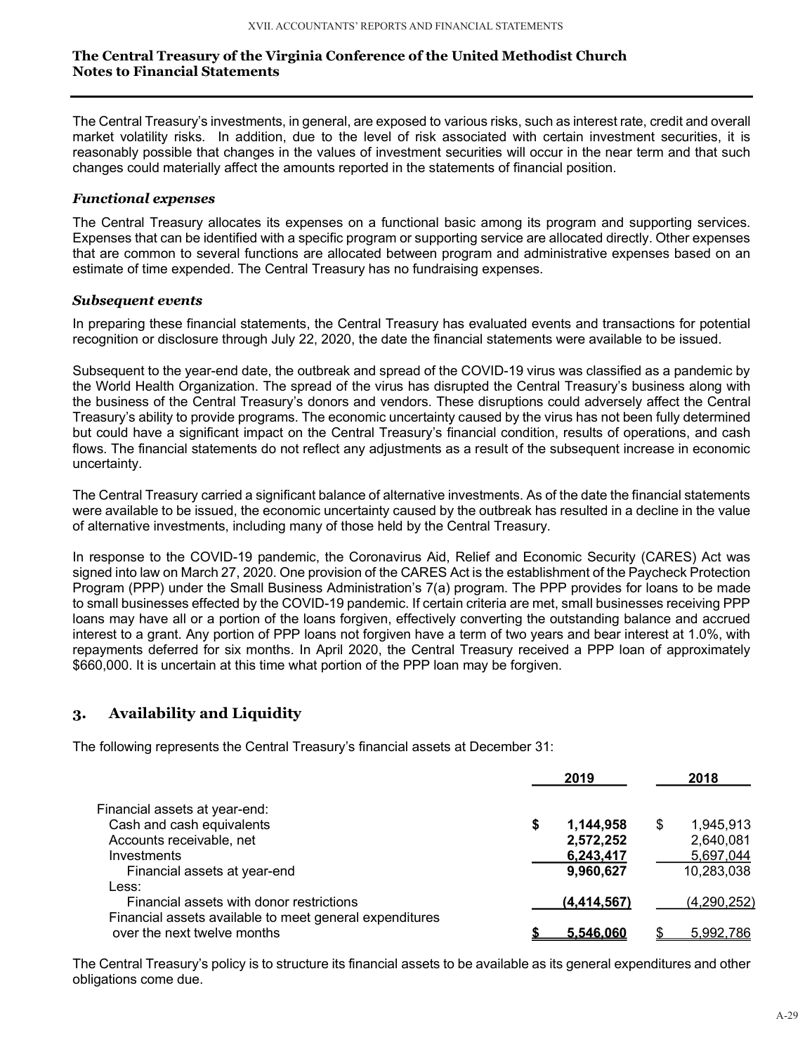**The Central Treasury of the Virginia Conference of the United Methodist Church**
**Notes to Financial Statements**

The Central Treasury's investments, in general, are exposed to various risks, such as interest rate, credit and overall market volatility risks. In addition, due to the level of risk associated with certain investment securities, it is reasonably possible that changes in the values of investment securities will occur in the near term and that such changes could materially affect the amounts reported in the statements of financial position.

### *Functional expenses*

The Central Treasury allocates its expenses on a functional basic among its program and supporting services. Expenses that can be identified with a specific program or supporting service are allocated directly. Other expenses that are common to several functions are allocated between program and administrative expenses based on an estimate of time expended. The Central Treasury has no fundraising expenses.

### *Subsequent events*

In preparing these financial statements, the Central Treasury has evaluated events and transactions for potential recognition or disclosure through July 22, 2020, the date the financial statements were available to be issued.

Subsequent to the year-end date, the outbreak and spread of the COVID-19 virus was classified as a pandemic by the World Health Organization. The spread of the virus has disrupted the Central Treasury's business along with the business of the Central Treasury's donors and vendors. These disruptions could adversely affect the Central Treasury's ability to provide programs. The economic uncertainty caused by the virus has not been fully determined but could have a significant impact on the Central Treasury's financial condition, results of operations, and cash flows. The financial statements do not reflect any adjustments as a result of the subsequent increase in economic uncertainty.

The Central Treasury carried a significant balance of alternative investments. As of the date the financial statements were available to be issued, the economic uncertainty caused by the outbreak has resulted in a decline in the value of alternative investments, including many of those held by the Central Treasury.

In response to the COVID-19 pandemic, the Coronavirus Aid, Relief and Economic Security (CARES) Act was signed into law on March 27, 2020. One provision of the CARES Act is the establishment of the Paycheck Protection Program (PPP) under the Small Business Administration's 7(a) program. The PPP provides for loans to be made to small businesses effected by the COVID-19 pandemic. If certain criteria are met, small businesses receiving PPP loans may have all or a portion of the loans forgiven, effectively converting the outstanding balance and accrued interest to a grant. Any portion of PPP loans not forgiven have a term of two years and bear interest at 1.0%, with repayments deferred for six months. In April 2020, the Central Treasury received a PPP loan of approximately $660,000. It is uncertain at this time what portion of the PPP loan may be forgiven.

## 3. Availability and Liquidity

The following represents the Central Treasury's financial assets at December 31:

| | 2019 | 2018 |
|---|---|---|
| Financial assets at year-end: | | |
| Cash and cash equivalents | **$ 1,144,958** | $ 1,945,913 |
| Accounts receivable, net | **2,572,252** | 2,640,081 |
| Investments | **6,243,417** | 5,697,044 |
| Financial assets at year-end | **9,960,627** | 10,283,038 |
| Less: | | |
| Financial assets with donor restrictions | **(4,414,567)** | (4,290,252) |
| Financial assets available to meet general expenditures over the next twelve months | **$ 5,546,060** | $ 5,992,786 |

The Central Treasury's policy is to structure its financial assets to be available as its general expenditures and other obligations come due.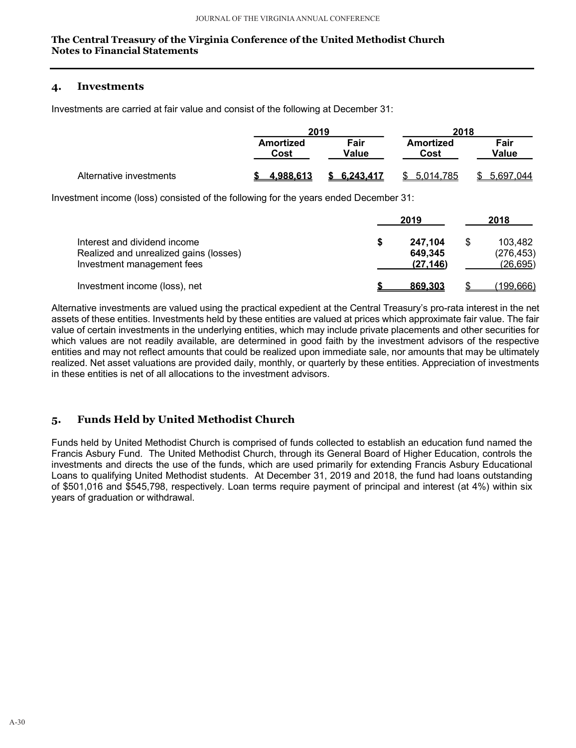**The Central Treasury of the Virginia Conference of the United Methodist Church**
**Notes to Financial Statements**

## 4. Investments

Investments are carried at fair value and consist of the following at December 31:

| | 2019 | | 2018 | |
|---|---|---|---|---|
| | Amortized Cost | Fair Value | Amortized Cost | Fair Value |
| Alternative investments | **$ 4,988,613** | **$ 6,243,417** | $ 5,014,785 | $ 5,697,044 |

Investment income (loss) consisted of the following for the years ended December 31:

| | 2019 | 2018 |
|---|---|---|
| Interest and dividend income | **$ 247,104** | $ 103,482 |
| Realized and unrealized gains (losses) | **649,345** | (276,453) |
| Investment management fees | **(27,146)** | (26,695) |
| Investment income (loss), net | **$ 869,303** | $ (199,666) |

Alternative investments are valued using the practical expedient at the Central Treasury's pro-rata interest in the net assets of these entities. Investments held by these entities are valued at prices which approximate fair value. The fair value of certain investments in the underlying entities, which may include private placements and other securities for which values are not readily available, are determined in good faith by the investment advisors of the respective entities and may not reflect amounts that could be realized upon immediate sale, nor amounts that may be ultimately realized. Net asset valuations are provided daily, monthly, or quarterly by these entities. Appreciation of investments in these entities is net of all allocations to the investment advisors.

## 5. Funds Held by United Methodist Church

Funds held by United Methodist Church is comprised of funds collected to establish an education fund named the Francis Asbury Fund. The United Methodist Church, through its General Board of Higher Education, controls the investments and directs the use of the funds, which are used primarily for extending Francis Asbury Educational Loans to qualifying United Methodist students. At December 31, 2019 and 2018, the fund had loans outstanding of $501,016 and $545,798, respectively. Loan terms require payment of principal and interest (at 4%) within six years of graduation or withdrawal.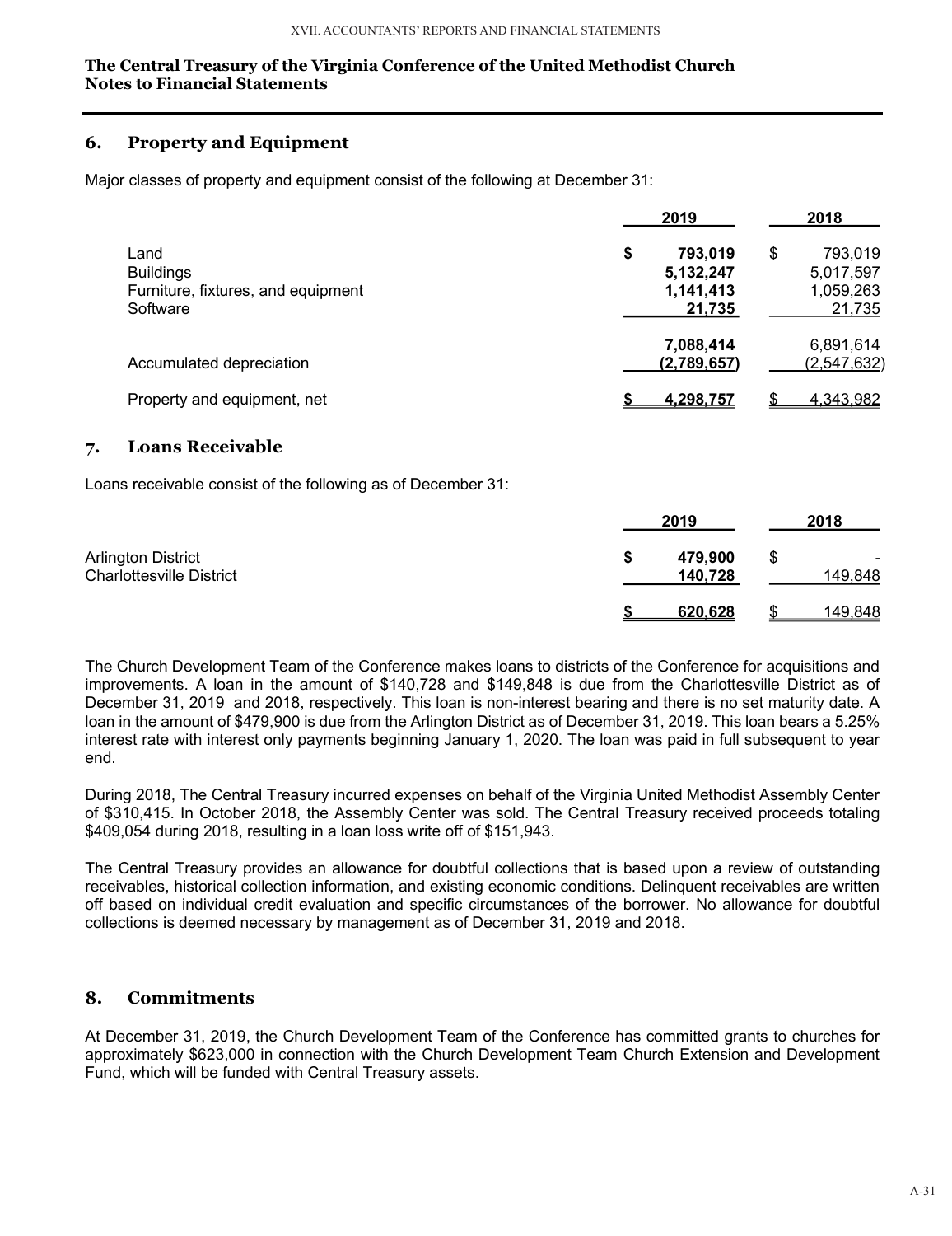**The Central Treasury of the Virginia Conference of the United Methodist Church**
**Notes to Financial Statements**

## 6. Property and Equipment

Major classes of property and equipment consist of the following at December 31:

| | 2019 | 2018 |
|---|---|---|
| Land | $ 793,019 | $ 793,019 |
| Buildings | 5,132,247 | 5,017,597 |
| Furniture, fixtures, and equipment | 1,141,413 | 1,059,263 |
| Software | 21,735 | 21,735 |
| | 7,088,414 | 6,891,614 |
| Accumulated depreciation | (2,789,657) | (2,547,632) |
| Property and equipment, net | $ 4,298,757 | $ 4,343,982 |

## 7. Loans Receivable

Loans receivable consist of the following as of December 31:

| | 2019 | 2018 |
|---|---|---|
| Arlington District | $ 479,900 | $ - |
| Charlottesville District | 140,728 | 149,848 |
| | $ 620,628 | $ 149,848 |

The Church Development Team of the Conference makes loans to districts of the Conference for acquisitions and improvements. A loan in the amount of $140,728 and $149,848 is due from the Charlottesville District as of December 31, 2019 and 2018, respectively. This loan is non-interest bearing and there is no set maturity date. A loan in the amount of $479,900 is due from the Arlington District as of December 31, 2019. This loan bears a 5.25% interest rate with interest only payments beginning January 1, 2020. The loan was paid in full subsequent to year end.

During 2018, The Central Treasury incurred expenses on behalf of the Virginia United Methodist Assembly Center of $310,415. In October 2018, the Assembly Center was sold. The Central Treasury received proceeds totaling $409,054 during 2018, resulting in a loan loss write off of $151,943.

The Central Treasury provides an allowance for doubtful collections that is based upon a review of outstanding receivables, historical collection information, and existing economic conditions. Delinquent receivables are written off based on individual credit evaluation and specific circumstances of the borrower. No allowance for doubtful collections is deemed necessary by management as of December 31, 2019 and 2018.

## 8. Commitments

At December 31, 2019, the Church Development Team of the Conference has committed grants to churches for approximately $623,000 in connection with the Church Development Team Church Extension and Development Fund, which will be funded with Central Treasury assets.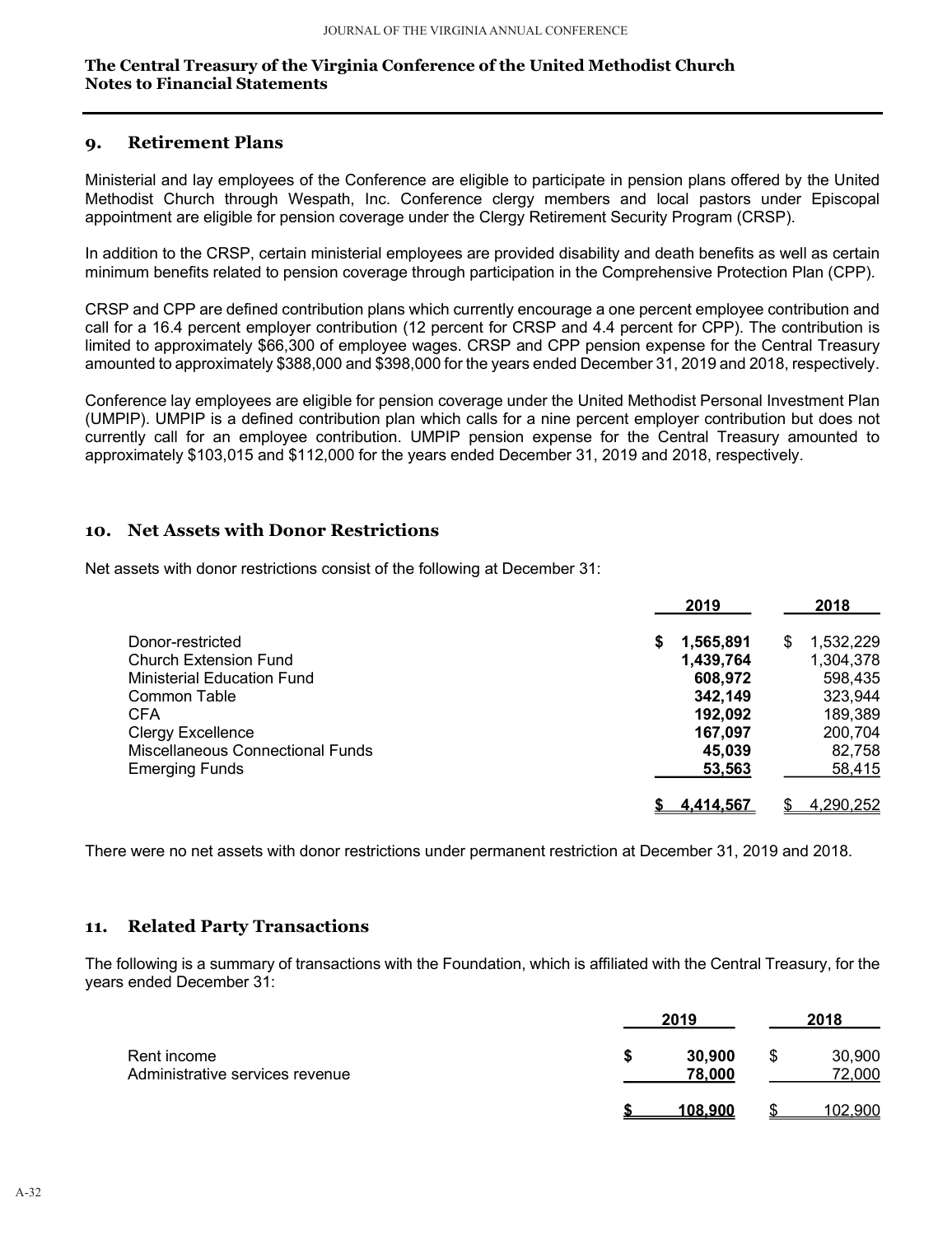**The Central Treasury of the Virginia Conference of the United Methodist Church**
**Notes to Financial Statements**

## 9. Retirement Plans

Ministerial and lay employees of the Conference are eligible to participate in pension plans offered by the United Methodist Church through Wespath, Inc. Conference clergy members and local pastors under Episcopal appointment are eligible for pension coverage under the Clergy Retirement Security Program (CRSP).

In addition to the CRSP, certain ministerial employees are provided disability and death benefits as well as certain minimum benefits related to pension coverage through participation in the Comprehensive Protection Plan (CPP).

CRSP and CPP are defined contribution plans which currently encourage a one percent employee contribution and call for a 16.4 percent employer contribution (12 percent for CRSP and 4.4 percent for CPP). The contribution is limited to approximately $66,300 of employee wages. CRSP and CPP pension expense for the Central Treasury amounted to approximately $388,000 and $398,000 for the years ended December 31, 2019 and 2018, respectively.

Conference lay employees are eligible for pension coverage under the United Methodist Personal Investment Plan (UMPIP). UMPIP is a defined contribution plan which calls for a nine percent employer contribution but does not currently call for an employee contribution. UMPIP pension expense for the Central Treasury amounted to approximately $103,015 and $112,000 for the years ended December 31, 2019 and 2018, respectively.

## 10. Net Assets with Donor Restrictions

Net assets with donor restrictions consist of the following at December 31:

| | 2019 | 2018 |
|---|---|---|
| Donor-restricted | **$ 1,565,891** | $ 1,532,229 |
| Church Extension Fund | **1,439,764** | 1,304,378 |
| Ministerial Education Fund | **608,972** | 598,435 |
| Common Table | **342,149** | 323,944 |
| CFA | **192,092** | 189,389 |
| Clergy Excellence | **167,097** | 200,704 |
| Miscellaneous Connectional Funds | **45,039** | 82,758 |
| Emerging Funds | **53,563** | 58,415 |
| | **$ 4,414,567** | $ 4,290,252 |

There were no net assets with donor restrictions under permanent restriction at December 31, 2019 and 2018.

## 11. Related Party Transactions

The following is a summary of transactions with the Foundation, which is affiliated with the Central Treasury, for the years ended December 31:

| | 2019 | 2018 |
|---|---|---|
| Rent income | **$ 30,900** | $ 30,900 |
| Administrative services revenue | **78,000** | 72,000 |
| | **$ 108,900** | $ 102,900 |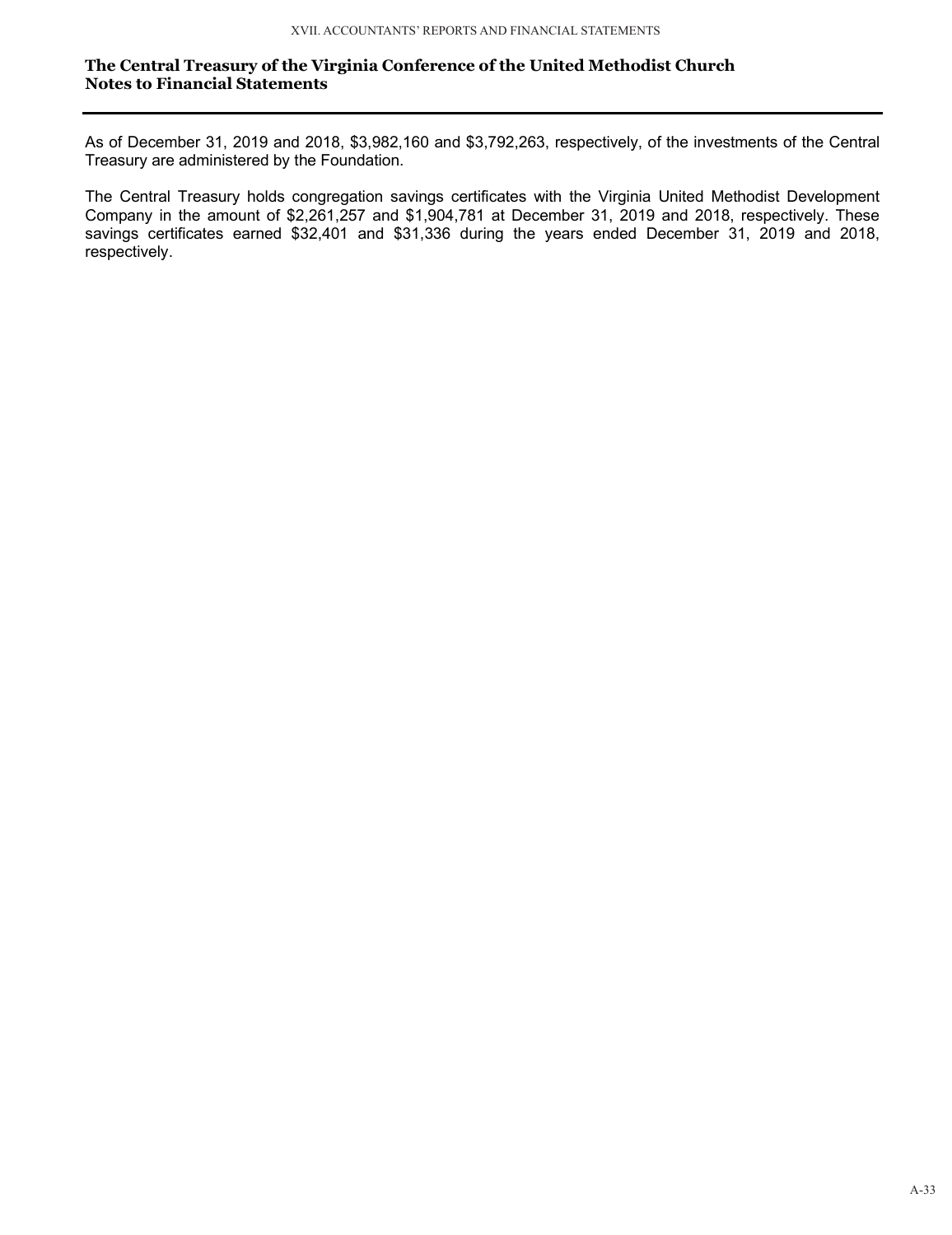**The Central Treasury of the Virginia Conference of the United Methodist Church**
**Notes to Financial Statements**

As of December 31, 2019 and 2018, $3,982,160 and $3,792,263, respectively, of the investments of the Central Treasury are administered by the Foundation.

The Central Treasury holds congregation savings certificates with the Virginia United Methodist Development Company in the amount of $2,261,257 and $1,904,781 at December 31, 2019 and 2018, respectively. These savings certificates earned $32,401 and $31,336 during the years ended December 31, 2019 and 2018, respectively.